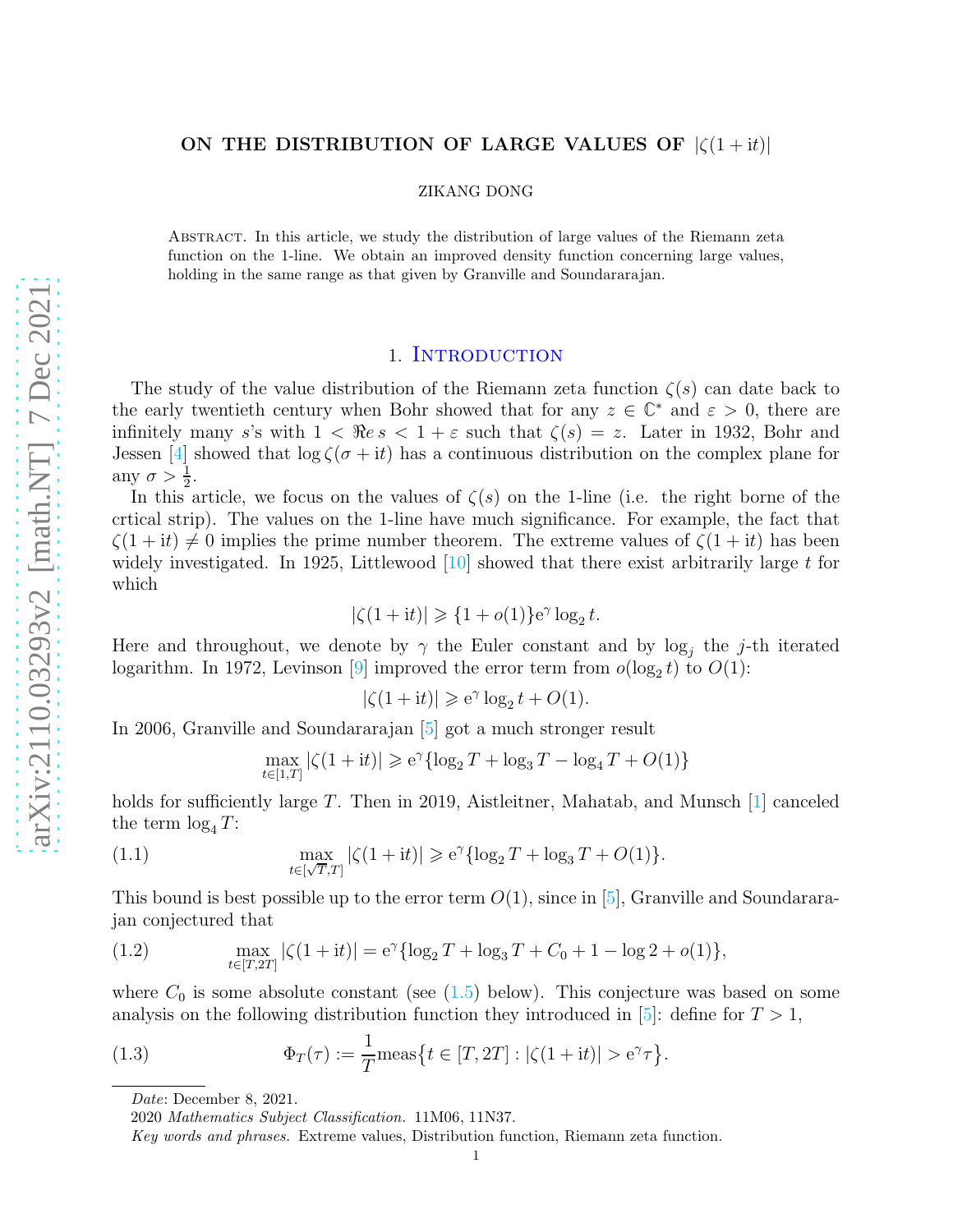# ON THE DISTRIBUTION OF LARGE VALUES OF $|\zeta(1+it)|$

ZIKANG DONG

Abstract. In this article, we study the distribution of large values of the Riemann zeta function on the 1-line. We obtain an improved density function concerning large values, holding in the same range as that given by Granville and Soundararajan.

## 1. Introduction

The study of the value distribution of the Riemann zeta function $\zeta(s)$ can date back to the early twentieth century when Bohr showed that for any $z \in \mathbb{C}^*$ and $\varepsilon > 0$, there are infinitely many $s$'s with $1 < \Re e\, s < 1 + \varepsilon$ such that $\zeta(s) = z$. Later in 1932, Bohr and Jessen [4] showed that $\log \zeta(\sigma + it)$ has a continuous distribution on the complex plane for any $\sigma > \frac{1}{2}$.

In this article, we focus on the values of $\zeta(s)$ on the 1-line (i.e. the right borne of the crtical strip). The values on the 1-line have much significance. For example, the fact that $\zeta(1 + it) \neq 0$ implies the prime number theorem. The extreme values of $\zeta(1 + it)$ has been widely investigated. In 1925, Littlewood [10] showed that there exist arbitrarily large $t$ for which

$$|\zeta(1 + it)| \geqslant \{1 + o(1)\}\mathrm{e}^{\gamma} \log_2 t.$$

Here and throughout, we denote by $\gamma$ the Euler constant and by $\log_j$ the $j$-th iterated logarithm. In 1972, Levinson [9] improved the error term from $o(\log_2 t)$ to $O(1)$:

$$|\zeta(1 + it)| \geqslant \mathrm{e}^{\gamma} \log_2 t + O(1).$$

In 2006, Granville and Soundararajan [5] got a much stronger result

$$\max_{t\in[1,T]} |\zeta(1 + it)| \geqslant \mathrm{e}^{\gamma}\{\log_2 T + \log_3 T - \log_4 T + O(1)\}$$

holds for sufficiently large $T$. Then in 2019, Aistleitner, Mahatab, and Munsch [1] canceled the term $\log_4 T$:

$$\max_{t\in[\sqrt{T},T]} |\zeta(1 + it)| \geqslant \mathrm{e}^{\gamma}\{\log_2 T + \log_3 T + O(1)\}. \tag{1.1}$$

This bound is best possible up to the error term $O(1)$, since in [5], Granville and Soundararajan conjectured that

$$\max_{t\in[T,2T]} |\zeta(1 + it)| = \mathrm{e}^{\gamma}\{\log_2 T + \log_3 T + C_0 + 1 - \log 2 + o(1)\}, \tag{1.2}$$

where $C_0$ is some absolute constant (see (1.5) below). This conjecture was based on some analysis on the following distribution function they introduced in [5]: define for $T > 1$,

$$\Phi_T(\tau) := \frac{1}{T}\mathrm{meas}\{t \in [T, 2T] : |\zeta(1 + it)| > \mathrm{e}^{\gamma}\tau\}. \tag{1.3}$$

---

*Date*: December 8, 2021.

2020 *Mathematics Subject Classification.* 11M06, 11N37.

*Key words and phrases.* Extreme values, Distribution function, Riemann zeta function.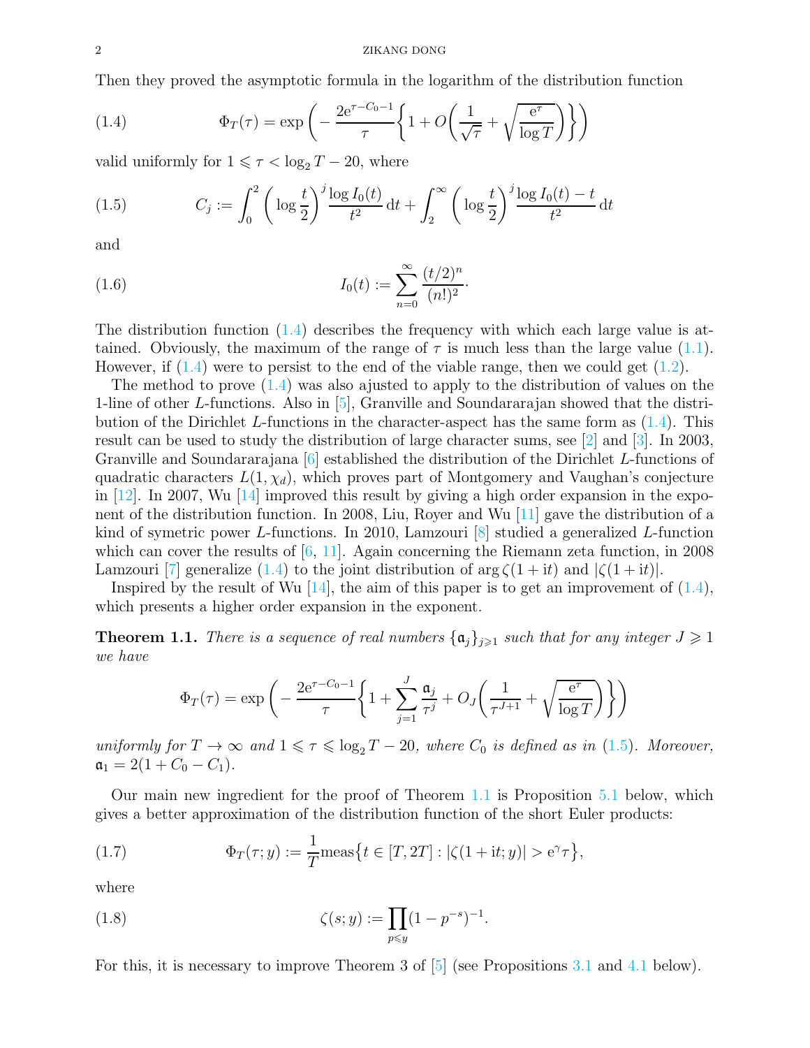Then they proved the asymptotic formula in the logarithm of the distribution function

$$\Phi_T(\tau) = \exp\bigg(-\frac{2\mathrm{e}^{\tau-C_0-1}}{\tau}\bigg\{1+O\bigg(\frac{1}{\sqrt{\tau}}+\sqrt{\frac{\mathrm{e}^{\tau}}{\log T}}\bigg)\bigg\}\bigg) \tag{1.4}$$

valid uniformly for $1 \leqslant \tau < \log_2 T - 20$, where

$$C_j := \int_0^2 \bigg(\log\frac{t}{2}\bigg)^j \frac{\log I_0(t)}{t^2}\,\mathrm{d}t + \int_2^\infty \bigg(\log\frac{t}{2}\bigg)^j \frac{\log I_0(t)-t}{t^2}\,\mathrm{d}t \tag{1.5}$$

and

$$I_0(t) := \sum_{n=0}^{\infty} \frac{(t/2)^n}{(n!)^2}. \tag{1.6}$$

The distribution function (1.4) describes the frequency with which each large value is attained. Obviously, the maximum of the range of $\tau$ is much less than the large value (1.1). However, if (1.4) were to persist to the end of the viable range, then we could get (1.2).

The method to prove (1.4) was also ajusted to apply to the distribution of values on the 1-line of other $L$-functions. Also in [5], Granville and Soundararajan showed that the distribution of the Dirichlet $L$-functions in the character-aspect has the same form as (1.4). This result can be used to study the distribution of large character sums, see [2] and [3]. In 2003, Granville and Soundararajana [6] established the distribution of the Dirichlet $L$-functions of quadratic characters $L(1,\chi_d)$, which proves part of Montgomery and Vaughan's conjecture in [12]. In 2007, Wu [14] improved this result by giving a high order expansion in the exponent of the distribution function. In 2008, Liu, Royer and Wu [11] gave the distribution of a kind of symetric power $L$-functions. In 2010, Lamzouri [8] studied a generalized $L$-function which can cover the results of [6, 11]. Again concerning the Riemann zeta function, in 2008 Lamzouri [7] generalize (1.4) to the joint distribution of $\arg\zeta(1+\mathrm{i}t)$ and $|\zeta(1+\mathrm{i}t)|$.

Inspired by the result of Wu [14], the aim of this paper is to get an improvement of (1.4), which presents a higher order expansion in the exponent.

**Theorem 1.1.** *There is a sequence of real numbers $\{\mathfrak{a}_j\}_{j\geqslant 1}$ such that for any integer $J \geqslant 1$ we have*

$$\Phi_T(\tau) = \exp\bigg(-\frac{2\mathrm{e}^{\tau-C_0-1}}{\tau}\bigg\{1+\sum_{j=1}^{J}\frac{\mathfrak{a}_j}{\tau^j}+O_J\bigg(\frac{1}{\tau^{J+1}}+\sqrt{\frac{\mathrm{e}^{\tau}}{\log T}}\bigg)\bigg\}\bigg)$$

*uniformly for $T \to \infty$ and $1 \leqslant \tau \leqslant \log_2 T - 20$, where $C_0$ is defined as in (1.5). Moreover, $\mathfrak{a}_1 = 2(1+C_0-C_1)$.*

Our main new ingredient for the proof of Theorem 1.1 is Proposition 5.1 below, which gives a better approximation of the distribution function of the short Euler products:

$$\Phi_T(\tau;y) := \frac{1}{T}\mathrm{meas}\big\{t\in[T,2T] : |\zeta(1+\mathrm{i}t;y)| > \mathrm{e}^{\gamma}\tau\big\}, \tag{1.7}$$

where

$$\zeta(s;y) := \prod_{p\leqslant y}(1-p^{-s})^{-1}. \tag{1.8}$$

For this, it is necessary to improve Theorem 3 of [5] (see Propositions 3.1 and 4.1 below).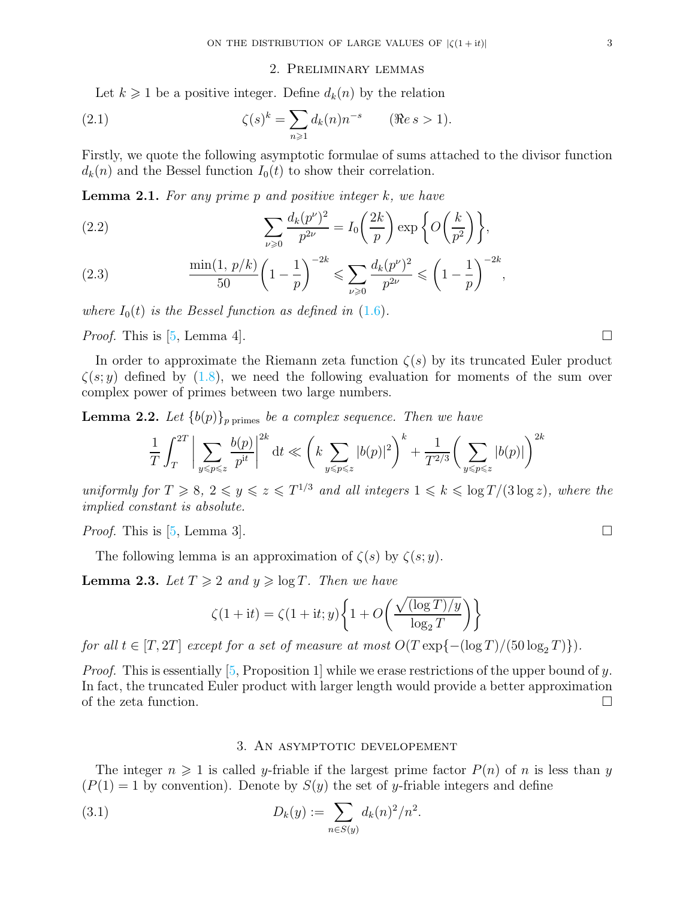## 2. Preliminary lemmas

Let $k \geqslant 1$ be a positive integer. Define $d_k(n)$ by the relation

$$\zeta(s)^k = \sum_{n \geqslant 1} d_k(n) n^{-s} \qquad (\Re e\, s > 1). \tag{2.1}$$

Firstly, we quote the following asymptotic formulae of sums attached to the divisor function $d_k(n)$ and the Bessel function $I_0(t)$ to show their correlation.

**Lemma 2.1.** *For any prime $p$ and positive integer $k$, we have*

$$\sum_{\nu \geqslant 0} \frac{d_k(p^\nu)^2}{p^{2\nu}} = I_0\biggl(\frac{2k}{p}\biggr) \exp\biggl\{O\biggl(\frac{k}{p^2}\biggr)\biggr\}, \tag{2.2}$$

$$\frac{\min(1,\, p/k)}{50}\biggl(1 - \frac{1}{p}\biggr)^{-2k} \leqslant \sum_{\nu \geqslant 0} \frac{d_k(p^\nu)^2}{p^{2\nu}} \leqslant \biggl(1 - \frac{1}{p}\biggr)^{-2k}, \tag{2.3}$$

*where $I_0(t)$ is the Bessel function as defined in (1.6).*

*Proof.* This is [5, Lemma 4]. ☐

In order to approximate the Riemann zeta function $\zeta(s)$ by its truncated Euler product $\zeta(s; y)$ defined by (1.8), we need the following evaluation for moments of the sum over complex power of primes between two large numbers.

**Lemma 2.2.** *Let $\{b(p)\}_{p \text{ primes}}$ be a complex sequence. Then we have*

$$\frac{1}{T}\int_T^{2T} \biggl|\sum_{y \leqslant p \leqslant z} \frac{b(p)}{p^{\mathrm{i}t}}\biggr|^{2k} \mathrm{d}t \ll \biggl(k \sum_{y \leqslant p \leqslant z} |b(p)|^2\biggr)^k + \frac{1}{T^{2/3}}\biggl(\sum_{y \leqslant p \leqslant z} |b(p)|\biggr)^{2k}$$

*uniformly for $T \geqslant 8$, $2 \leqslant y \leqslant z \leqslant T^{1/3}$ and all integers $1 \leqslant k \leqslant \log T/(3\log z)$, where the implied constant is absolute.*

*Proof.* This is [5, Lemma 3]. ☐

The following lemma is an approximation of $\zeta(s)$ by $\zeta(s; y)$.

**Lemma 2.3.** *Let $T \geqslant 2$ and $y \geqslant \log T$. Then we have*

$$\zeta(1 + \mathrm{i}t) = \zeta(1 + \mathrm{i}t; y)\biggl\{1 + O\biggl(\frac{\sqrt{(\log T)/y}}{\log_2 T}\biggr)\biggr\}$$

*for all $t \in [T, 2T]$ except for a set of measure at most $O(T\exp\{-(\log T)/(50\log_2 T)\})$.*

*Proof.* This is essentially [5, Proposition 1] while we erase restrictions of the upper bound of $y$. In fact, the truncated Euler product with larger length would provide a better approximation of the zeta function. ☐

## 3. An asymptotic developement

The integer $n \geqslant 1$ is called $y$-friable if the largest prime factor $P(n)$ of $n$ is less than $y$ ($P(1) = 1$ by convention). Denote by $S(y)$ the set of $y$-friable integers and define

$$D_k(y) := \sum_{n \in S(y)} d_k(n)^2/n^2. \tag{3.1}$$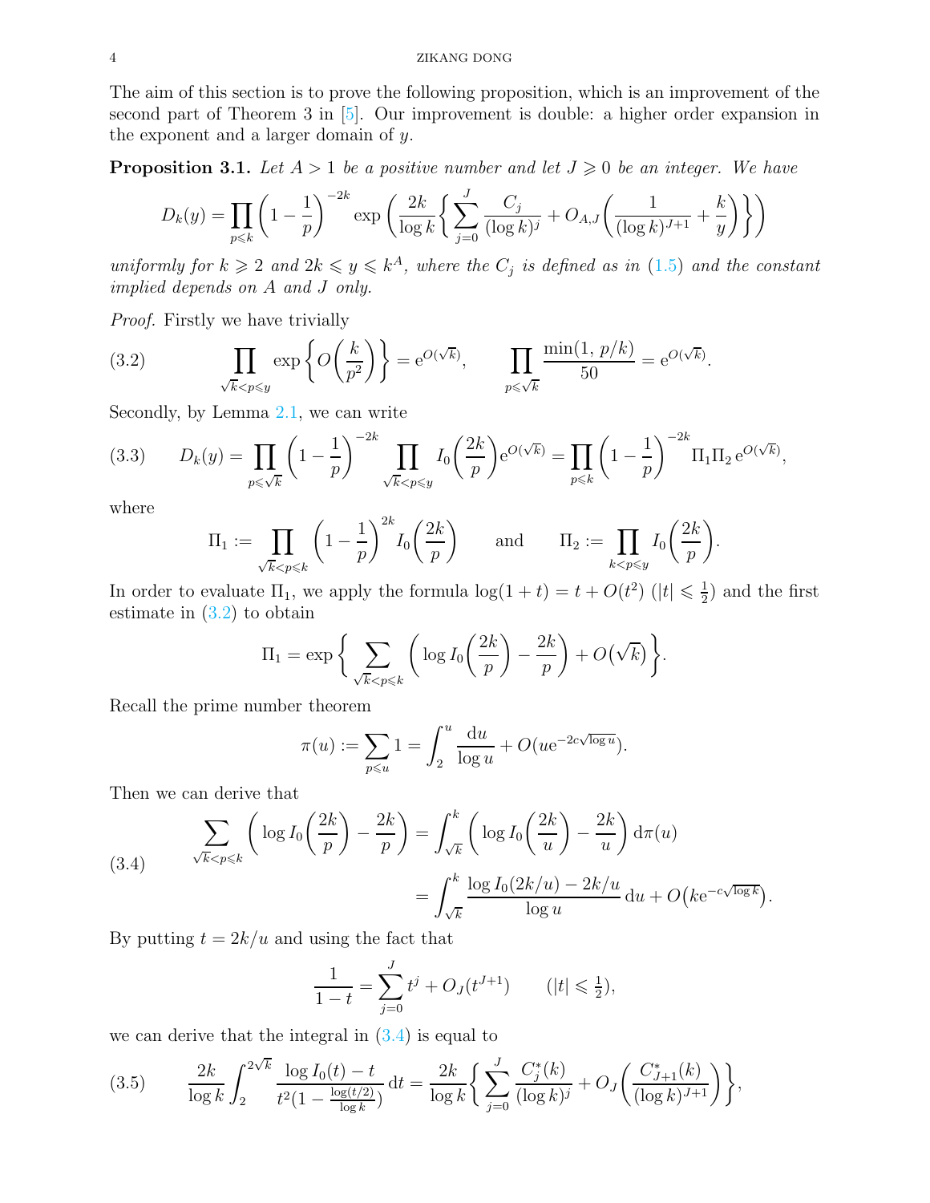The aim of this section is to prove the following proposition, which is an improvement of the second part of Theorem 3 in [5]. Our improvement is double: a higher order expansion in the exponent and a larger domain of $y$.

**Proposition 3.1.** *Let $A > 1$ be a positive number and let $J \geqslant 0$ be an integer. We have*

$$D_k(y) = \prod_{p \leqslant k} \Big(1 - \frac{1}{p}\Big)^{-2k} \exp\bigg(\frac{2k}{\log k}\bigg\{\sum_{j=0}^{J} \frac{C_j}{(\log k)^j} + O_{A,J}\bigg(\frac{1}{(\log k)^{J+1}} + \frac{k}{y}\bigg)\bigg\}\bigg)$$

*uniformly for $k \geqslant 2$ and $2k \leqslant y \leqslant k^A$, where the $C_j$ is defined as in (1.5) and the constant implied depends on $A$ and $J$ only.*

*Proof.* Firstly we have trivially

$$\prod_{\sqrt{k} < p \leqslant y} \exp\bigg\{O\bigg(\frac{k}{p^2}\bigg)\bigg\} = \mathrm{e}^{O(\sqrt{k})}, \qquad \prod_{p \leqslant \sqrt{k}} \frac{\min(1,\, p/k)}{50} = \mathrm{e}^{O(\sqrt{k})}. \tag{3.2}$$

Secondly, by Lemma 2.1, we can write

$$D_k(y) = \prod_{p \leqslant \sqrt{k}} \Big(1 - \frac{1}{p}\Big)^{-2k} \prod_{\sqrt{k} < p \leqslant y} I_0\bigg(\frac{2k}{p}\bigg) \mathrm{e}^{O(\sqrt{k})} = \prod_{p \leqslant k} \Big(1 - \frac{1}{p}\Big)^{-2k} \Pi_1 \Pi_2\, \mathrm{e}^{O(\sqrt{k})}, \tag{3.3}$$

where

$$\Pi_1 := \prod_{\sqrt{k} < p \leqslant k} \Big(1 - \frac{1}{p}\Big)^{2k} I_0\bigg(\frac{2k}{p}\bigg) \qquad \text{and} \qquad \Pi_2 := \prod_{k < p \leqslant y} I_0\bigg(\frac{2k}{p}\bigg).$$

In order to evaluate $\Pi_1$, we apply the formula $\log(1 + t) = t + O(t^2)$ ($|t| \leqslant \frac{1}{2}$) and the first estimate in (3.2) to obtain

$$\Pi_1 = \exp\bigg\{\sum_{\sqrt{k} < p \leqslant k} \bigg(\log I_0\bigg(\frac{2k}{p}\bigg) - \frac{2k}{p}\bigg) + O\big(\sqrt{k}\big)\bigg\}.$$

Recall the prime number theorem

$$\pi(u) := \sum_{p \leqslant u} 1 = \int_2^u \frac{\mathrm{d}u}{\log u} + O(u\mathrm{e}^{-2c\sqrt{\log u}}).$$

Then we can derive that

$$\begin{aligned} \sum_{\sqrt{k} < p \leqslant k} \bigg(\log I_0\bigg(\frac{2k}{p}\bigg) - \frac{2k}{p}\bigg) &= \int_{\sqrt{k}}^{k} \bigg(\log I_0\bigg(\frac{2k}{u}\bigg) - \frac{2k}{u}\bigg)\, \mathrm{d}\pi(u) \\ &= \int_{\sqrt{k}}^{k} \frac{\log I_0(2k/u) - 2k/u}{\log u}\, \mathrm{d}u + O\big(k\mathrm{e}^{-c\sqrt{\log k}}\big). \end{aligned} \tag{3.4}$$

By putting $t = 2k/u$ and using the fact that

$$\frac{1}{1 - t} = \sum_{j=0}^{J} t^j + O_J(t^{J+1}) \qquad (|t| \leqslant \tfrac{1}{2}),$$

we can derive that the integral in (3.4) is equal to

$$\frac{2k}{\log k} \int_2^{2\sqrt{k}} \frac{\log I_0(t) - t}{t^2\big(1 - \frac{\log(t/2)}{\log k}\big)}\, \mathrm{d}t = \frac{2k}{\log k}\bigg\{\sum_{j=0}^{J} \frac{C_j^*(k)}{(\log k)^j} + O_J\bigg(\frac{C_{J+1}^*(k)}{(\log k)^{J+1}}\bigg)\bigg\}, \tag{3.5}$$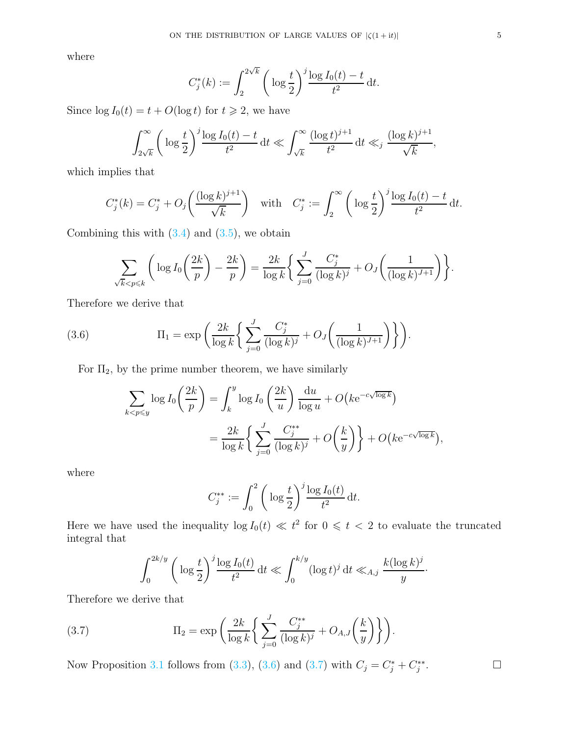where

$$C_j^*(k) := \int_2^{2\sqrt{k}} \bigg(\log\frac{t}{2}\bigg)^j \frac{\log I_0(t) - t}{t^2}\,\mathrm{d}t.$$

Since $\log I_0(t) = t + O(\log t)$ for $t \geqslant 2$, we have

$$\int_{2\sqrt{k}}^\infty \bigg(\log\frac{t}{2}\bigg)^j \frac{\log I_0(t) - t}{t^2}\,\mathrm{d}t \ll \int_{\sqrt{k}}^\infty \frac{(\log t)^{j+1}}{t^2}\,\mathrm{d}t \ll_j \frac{(\log k)^{j+1}}{\sqrt{k}},$$

which implies that

$$C_j^*(k) = C_j^* + O_j\bigg(\frac{(\log k)^{j+1}}{\sqrt{k}}\bigg) \quad \text{with} \quad C_j^* := \int_2^\infty \bigg(\log\frac{t}{2}\bigg)^j \frac{\log I_0(t) - t}{t^2}\,\mathrm{d}t.$$

Combining this with (3.4) and (3.5), we obtain

$$\sum_{\sqrt{k}<p\leqslant k} \bigg(\log I_0\bigg(\frac{2k}{p}\bigg) - \frac{2k}{p}\bigg) = \frac{2k}{\log k}\bigg\{\sum_{j=0}^J \frac{C_j^*}{(\log k)^j} + O_J\bigg(\frac{1}{(\log k)^{J+1}}\bigg)\bigg\}.$$

Therefore we derive that

$$\Pi_1 = \exp\bigg(\frac{2k}{\log k}\bigg\{\sum_{j=0}^J \frac{C_j^*}{(\log k)^j} + O_J\bigg(\frac{1}{(\log k)^{J+1}}\bigg)\bigg\}\bigg). \tag{3.6}$$

For $\Pi_2$, by the prime number theorem, we have similarly

$$\begin{aligned}
\sum_{k<p\leqslant y} \log I_0\bigg(\frac{2k}{p}\bigg) &= \int_k^y \log I_0\bigg(\frac{2k}{u}\bigg)\frac{\mathrm{d}u}{\log u} + O\big(k\mathrm{e}^{-c\sqrt{\log k}}\big) \\
&= \frac{2k}{\log k}\bigg\{\sum_{j=0}^J \frac{C_j^{**}}{(\log k)^j} + O\bigg(\frac{k}{y}\bigg)\bigg\} + O\big(k\mathrm{e}^{-c\sqrt{\log k}}\big),
\end{aligned}$$

where

$$C_j^{**} := \int_0^2 \bigg(\log\frac{t}{2}\bigg)^j \frac{\log I_0(t)}{t^2}\,\mathrm{d}t.$$

Here we have used the inequality $\log I_0(t) \ll t^2$ for $0 \leqslant t < 2$ to evaluate the truncated integral that

$$\int_0^{2k/y} \bigg(\log\frac{t}{2}\bigg)^j \frac{\log I_0(t)}{t^2}\,\mathrm{d}t \ll \int_0^{k/y} (\log t)^j\,\mathrm{d}t \ll_{A,j} \frac{k(\log k)^j}{y}.$$

Therefore we derive that

$$\Pi_2 = \exp\bigg(\frac{2k}{\log k}\bigg\{\sum_{j=0}^J \frac{C_j^{**}}{(\log k)^j} + O_{A,J}\bigg(\frac{k}{y}\bigg)\bigg\}\bigg). \tag{3.7}$$

Now Proposition 3.1 follows from (3.3), (3.6) and (3.7) with $C_j = C_j^* + C_j^{**}$. □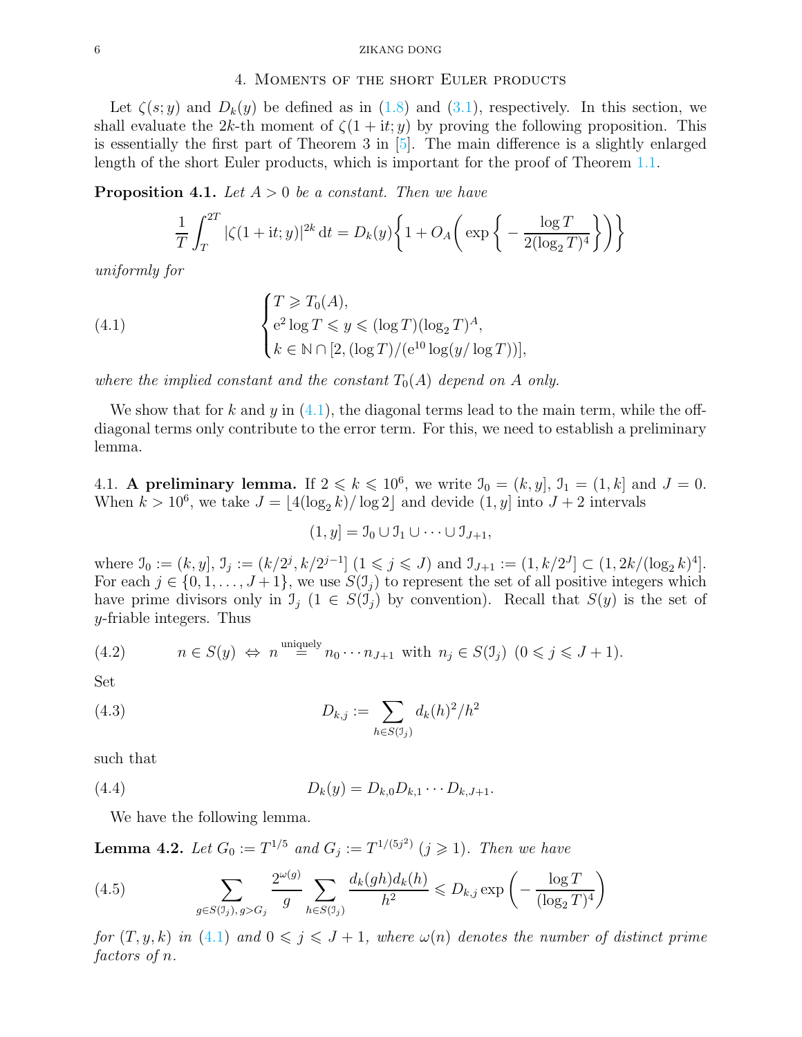## 4. Moments of the short Euler products

Let $\zeta(s;y)$ and $D_k(y)$ be defined as in (1.8) and (3.1), respectively. In this section, we shall evaluate the $2k$-th moment of $\zeta(1+\mathrm{i}t;y)$ by proving the following proposition. This is essentially the first part of Theorem 3 in [5]. The main difference is a slightly enlarged length of the short Euler products, which is important for the proof of Theorem 1.1.

**Proposition 4.1.** *Let $A>0$ be a constant. Then we have*

$$\frac{1}{T}\int_T^{2T} |\zeta(1+\mathrm{i}t;y)|^{2k}\,\mathrm{d}t = D_k(y)\bigg\{1+O_A\bigg(\exp\bigg\{-\frac{\log T}{2(\log_2 T)^4}\bigg\}\bigg)\bigg\}$$

*uniformly for*

$$\begin{cases} T\geqslant T_0(A), \\ \mathrm{e}^2\log T\leqslant y\leqslant (\log T)(\log_2 T)^A, \\ k\in\mathbb{N}\cap[2,(\log T)/(\mathrm{e}^{10}\log(y/\log T))], \end{cases} \tag{4.1}$$

*where the implied constant and the constant $T_0(A)$ depend on $A$ only.*

We show that for $k$ and $y$ in (4.1), the diagonal terms lead to the main term, while the off-diagonal terms only contribute to the error term. For this, we need to establish a preliminary lemma.

### 4.1. A preliminary lemma.

If $2\leqslant k\leqslant 10^6$, we write $\mathcal{I}_0=(k,y]$, $\mathcal{I}_1=(1,k]$ and $J=0$. When $k>10^6$, we take $J=\lfloor 4(\log_2 k)/\log 2\rfloor$ and devide $(1,y]$ into $J+2$ intervals

$$(1,y]=\mathcal{I}_0\cup\mathcal{I}_1\cup\cdots\cup\mathcal{I}_{J+1},$$

where $\mathcal{I}_0:=(k,y]$, $\mathcal{I}_j:=(k/2^j,k/2^{j-1}]$ $(1\leqslant j\leqslant J)$ and $\mathcal{I}_{J+1}:=(1,k/2^J]\subset(1,2k/(\log_2 k)^4]$. For each $j\in\{0,1,\dots,J+1\}$, we use $S(\mathcal{I}_j)$ to represent the set of all positive integers which have prime divisors only in $\mathcal{I}_j$ ($1\in S(\mathcal{I}_j)$ by convention). Recall that $S(y)$ is the set of $y$-friable integers. Thus

$$n\in S(y)\ \Leftrightarrow\ n\overset{\text{uniquely}}{=}n_0\cdots n_{J+1}\ \text{with}\ n_j\in S(\mathcal{I}_j)\ (0\leqslant j\leqslant J+1). \tag{4.2}$$

Set

$$D_{k,j}:=\sum_{h\in S(\mathcal{I}_j)} d_k(h)^2/h^2 \tag{4.3}$$

such that

$$D_k(y)=D_{k,0}D_{k,1}\cdots D_{k,J+1}. \tag{4.4}$$

We have the following lemma.

**Lemma 4.2.** *Let $G_0:=T^{1/5}$ and $G_j:=T^{1/(5j^2)}$ $(j\geqslant 1)$. Then we have*

$$\sum_{g\in S(\mathcal{I}_j),\,g>G_j}\frac{2^{\omega(g)}}{g}\sum_{h\in S(\mathcal{I}_j)}\frac{d_k(gh)d_k(h)}{h^2}\leqslant D_{k,j}\exp\left(-\frac{\log T}{(\log_2 T)^4}\right) \tag{4.5}$$

*for $(T,y,k)$ in (4.1) and $0\leqslant j\leqslant J+1$, where $\omega(n)$ denotes the number of distinct prime factors of $n$.*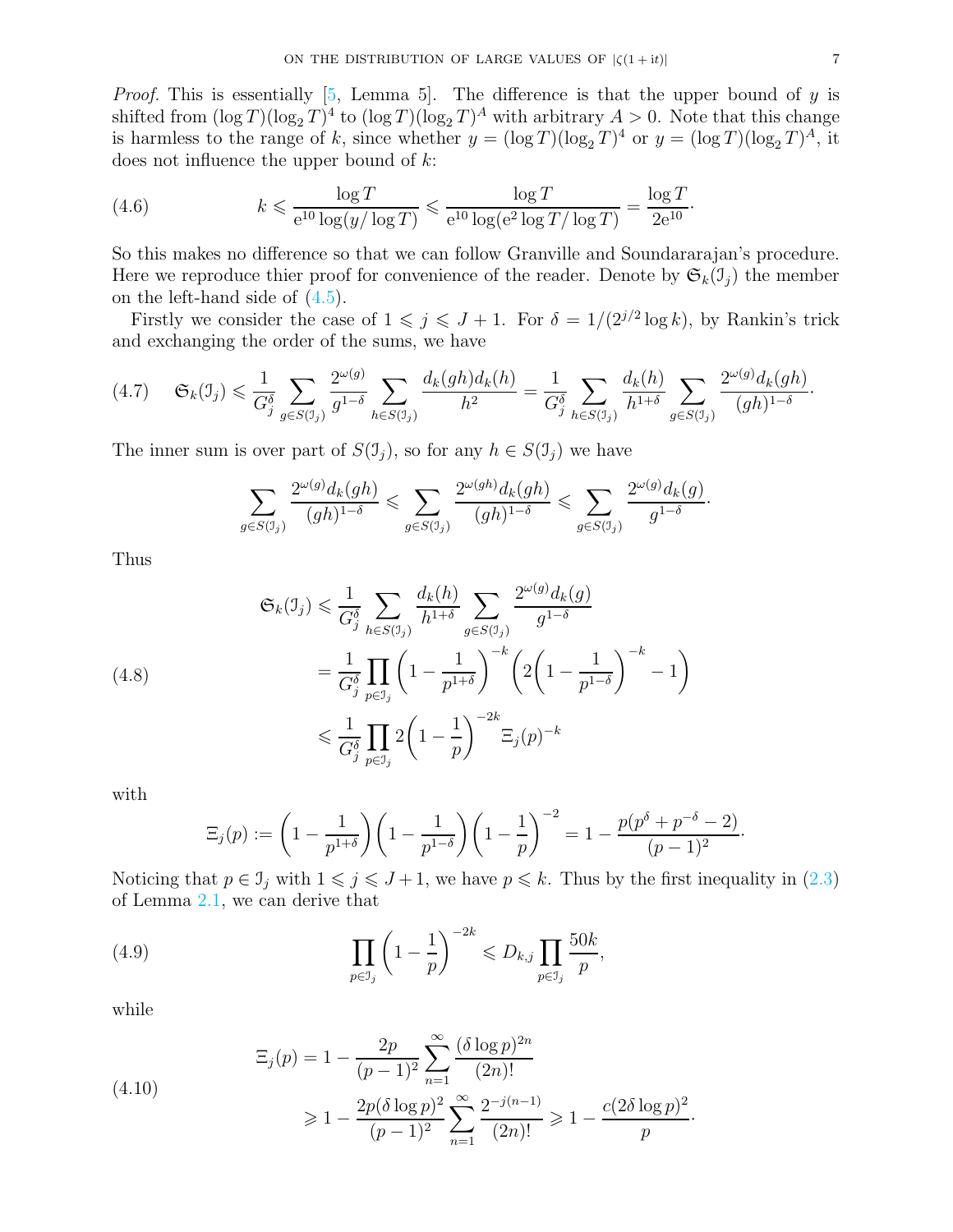*Proof.* This is essentially [5, Lemma 5]. The difference is that the upper bound of $y$ is shifted from $(\log T)(\log_2 T)^4$ to $(\log T)(\log_2 T)^A$ with arbitrary $A > 0$. Note that this change is harmless to the range of $k$, since whether $y = (\log T)(\log_2 T)^4$ or $y = (\log T)(\log_2 T)^A$, it does not influence the upper bound of $k$:

$$k \leqslant \frac{\log T}{\mathrm{e}^{10} \log(y/\log T)} \leqslant \frac{\log T}{\mathrm{e}^{10} \log(\mathrm{e}^2 \log T/\log T)} = \frac{\log T}{2\mathrm{e}^{10}}\cdot \tag{4.6}$$

So this makes no difference so that we can follow Granville and Soundararajan's procedure. Here we reproduce thier proof for convenience of the reader. Denote by $\mathfrak{S}_k(\mathfrak{I}_j)$ the member on the left-hand side of (4.5).

Firstly we consider the case of $1 \leqslant j \leqslant J+1$. For $\delta = 1/(2^{j/2}\log k)$, by Rankin's trick and exchanging the order of the sums, we have

$$\mathfrak{S}_k(\mathfrak{I}_j) \leqslant \frac{1}{G_j^\delta} \sum_{g\in S(\mathfrak{I}_j)} \frac{2^{\omega(g)}}{g^{1-\delta}} \sum_{h\in S(\mathfrak{I}_j)} \frac{d_k(gh)d_k(h)}{h^2} = \frac{1}{G_j^\delta} \sum_{h\in S(\mathfrak{I}_j)} \frac{d_k(h)}{h^{1+\delta}} \sum_{g\in S(\mathfrak{I}_j)} \frac{2^{\omega(g)}d_k(gh)}{(gh)^{1-\delta}}\cdot \tag{4.7}$$

The inner sum is over part of $S(\mathfrak{I}_j)$, so for any $h \in S(\mathfrak{I}_j)$ we have

$$\sum_{g\in S(\mathfrak{I}_j)} \frac{2^{\omega(g)}d_k(gh)}{(gh)^{1-\delta}} \leqslant \sum_{g\in S(\mathfrak{I}_j)} \frac{2^{\omega(gh)}d_k(gh)}{(gh)^{1-\delta}} \leqslant \sum_{g\in S(\mathfrak{I}_j)} \frac{2^{\omega(g)}d_k(g)}{g^{1-\delta}}\cdot$$

Thus

$$\begin{aligned}
\mathfrak{S}_k(\mathfrak{I}_j) &\leqslant \frac{1}{G_j^\delta} \sum_{h\in S(\mathfrak{I}_j)} \frac{d_k(h)}{h^{1+\delta}} \sum_{g\in S(\mathfrak{I}_j)} \frac{2^{\omega(g)}d_k(g)}{g^{1-\delta}} \\
&= \frac{1}{G_j^\delta} \prod_{p\in\mathfrak{I}_j} \left(1 - \frac{1}{p^{1+\delta}}\right)^{-k} \left(2\left(1-\frac{1}{p^{1-\delta}}\right)^{-k} - 1\right) \\
&\leqslant \frac{1}{G_j^\delta} \prod_{p\in\mathfrak{I}_j} 2\left(1-\frac{1}{p}\right)^{-2k} \Xi_j(p)^{-k}
\end{aligned} \tag{4.8}$$

with

$$\Xi_j(p) := \left(1-\frac{1}{p^{1+\delta}}\right)\left(1-\frac{1}{p^{1-\delta}}\right)\left(1-\frac{1}{p}\right)^{-2} = 1 - \frac{p(p^\delta + p^{-\delta} - 2)}{(p-1)^2}\cdot$$

Noticing that $p \in \mathfrak{I}_j$ with $1 \leqslant j \leqslant J+1$, we have $p \leqslant k$. Thus by the first inequality in (2.3) of Lemma 2.1, we can derive that

$$\prod_{p\in\mathfrak{I}_j} \left(1-\frac{1}{p}\right)^{-2k} \leqslant D_{k,j} \prod_{p\in\mathfrak{I}_j} \frac{50k}{p}, \tag{4.9}$$

while

$$\begin{aligned}
\Xi_j(p) &= 1 - \frac{2p}{(p-1)^2} \sum_{n=1}^\infty \frac{(\delta \log p)^{2n}}{(2n)!} \\
&\geqslant 1 - \frac{2p(\delta\log p)^2}{(p-1)^2} \sum_{n=1}^\infty \frac{2^{-j(n-1)}}{(2n)!} \geqslant 1 - \frac{c(2\delta \log p)^2}{p}\cdot
\end{aligned} \tag{4.10}$$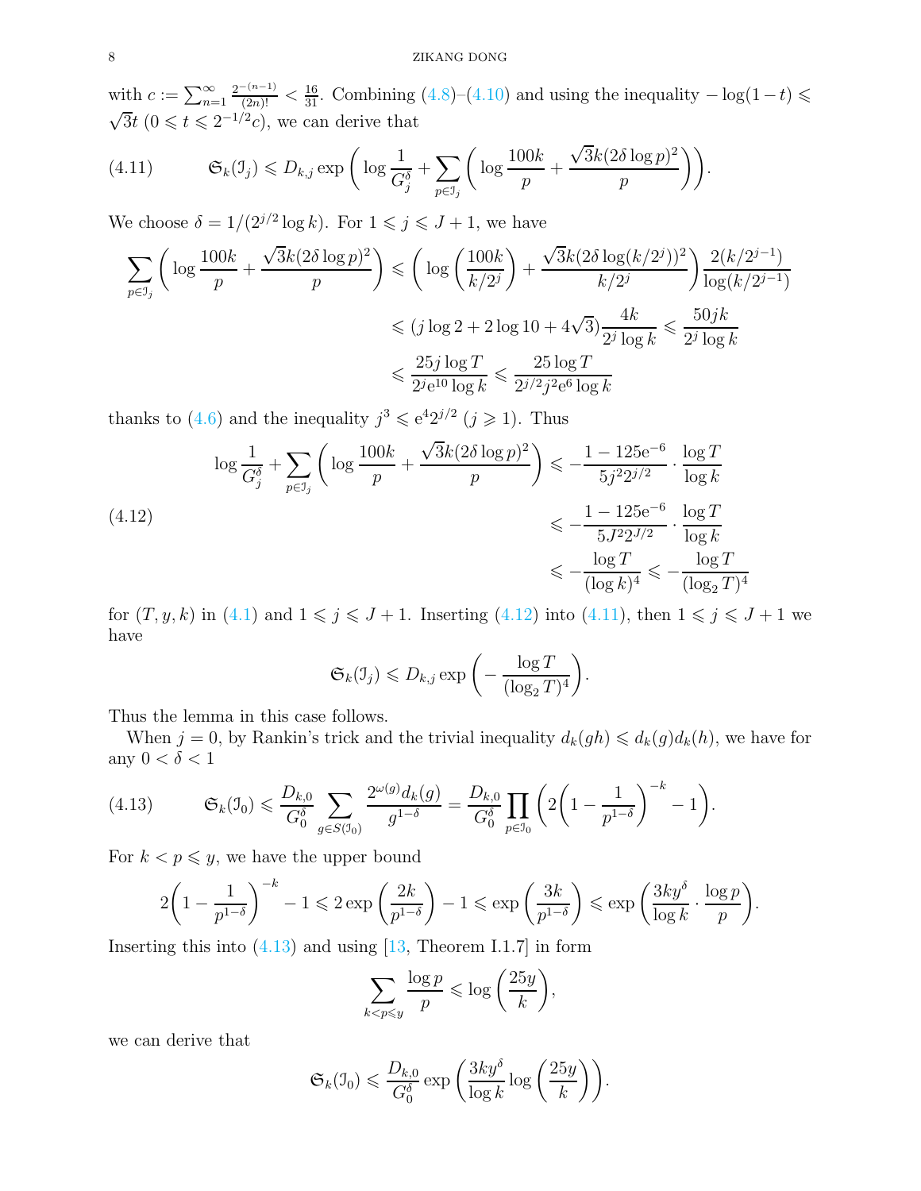with $c := \sum_{n=1}^{\infty} \frac{2^{-(n-1)}}{(2n)!} < \frac{16}{31}$. Combining (4.8)–(4.10) and using the inequality $-\log(1-t) \leqslant \sqrt{3}t$ $(0 \leqslant t \leqslant 2^{-1/2}c)$, we can derive that

$$\mathfrak{S}_k(\mathfrak{I}_j) \leqslant D_{k,j} \exp\bigg( \log \frac{1}{G_j^{\delta}} + \sum_{p \in \mathfrak{I}_j} \bigg( \log \frac{100k}{p} + \frac{\sqrt{3}k(2\delta \log p)^2}{p} \bigg) \bigg). \tag{4.11}$$

We choose $\delta = 1/(2^{j/2} \log k)$. For $1 \leqslant j \leqslant J+1$, we have

$$\begin{aligned}
\sum_{p \in \mathfrak{I}_j} \bigg( \log \frac{100k}{p} + \frac{\sqrt{3}k(2\delta \log p)^2}{p} \bigg) &\leqslant \bigg( \log \bigg( \frac{100k}{k/2^j} \bigg) + \frac{\sqrt{3}k(2\delta \log(k/2^j))^2}{k/2^j} \bigg) \frac{2(k/2^{j-1})}{\log(k/2^{j-1})} \\
&\leqslant (j \log 2 + 2\log 10 + 4\sqrt{3}) \frac{4k}{2^j \log k} \leqslant \frac{50jk}{2^j \log k} \\
&\leqslant \frac{25j \log T}{2^j \mathrm{e}^{10} \log k} \leqslant \frac{25 \log T}{2^{j/2} j^2 \mathrm{e}^6 \log k}
\end{aligned}$$

thanks to (4.6) and the inequality $j^3 \leqslant \mathrm{e}^4 2^{j/2}$ $(j \geqslant 1)$. Thus

$$\begin{aligned}
\log \frac{1}{G_j^{\delta}} + \sum_{p \in \mathfrak{I}_j} \bigg( \log \frac{100k}{p} + \frac{\sqrt{3}k(2\delta \log p)^2}{p} \bigg) &\leqslant -\frac{1 - 125\mathrm{e}^{-6}}{5j^2 2^{j/2}} \cdot \frac{\log T}{\log k} \\
&\leqslant -\frac{1 - 125\mathrm{e}^{-6}}{5J^2 2^{J/2}} \cdot \frac{\log T}{\log k} \\
&\leqslant -\frac{\log T}{(\log k)^4} \leqslant -\frac{\log T}{(\log_2 T)^4}
\end{aligned} \tag{4.12}$$

for $(T, y, k)$ in (4.1) and $1 \leqslant j \leqslant J+1$. Inserting (4.12) into (4.11), then $1 \leqslant j \leqslant J+1$ we have

$$\mathfrak{S}_k(\mathfrak{I}_j) \leqslant D_{k,j} \exp\bigg( -\frac{\log T}{(\log_2 T)^4} \bigg).$$

Thus the lemma in this case follows.

When $j = 0$, by Rankin's trick and the trivial inequality $d_k(gh) \leqslant d_k(g) d_k(h)$, we have for any $0 < \delta < 1$

$$\mathfrak{S}_k(\mathfrak{I}_0) \leqslant \frac{D_{k,0}}{G_0^{\delta}} \sum_{g \in S(\mathfrak{I}_0)} \frac{2^{\omega(g)} d_k(g)}{g^{1-\delta}} = \frac{D_{k,0}}{G_0^{\delta}} \prod_{p \in \mathfrak{I}_0} \bigg( 2\bigg(1 - \frac{1}{p^{1-\delta}}\bigg)^{-k} - 1 \bigg). \tag{4.13}$$

For $k < p \leqslant y$, we have the upper bound

$$2\bigg(1 - \frac{1}{p^{1-\delta}}\bigg)^{-k} - 1 \leqslant 2\exp\bigg(\frac{2k}{p^{1-\delta}}\bigg) - 1 \leqslant \exp\bigg(\frac{3k}{p^{1-\delta}}\bigg) \leqslant \exp\bigg(\frac{3ky^{\delta}}{\log k} \cdot \frac{\log p}{p}\bigg).$$

Inserting this into (4.13) and using [13, Theorem I.1.7] in form

$$\sum_{k < p \leqslant y} \frac{\log p}{p} \leqslant \log\bigg(\frac{25y}{k}\bigg),$$

we can derive that

$$\mathfrak{S}_k(\mathfrak{I}_0) \leqslant \frac{D_{k,0}}{G_0^{\delta}} \exp\bigg( \frac{3ky^{\delta}}{\log k} \log\bigg(\frac{25y}{k}\bigg) \bigg).$$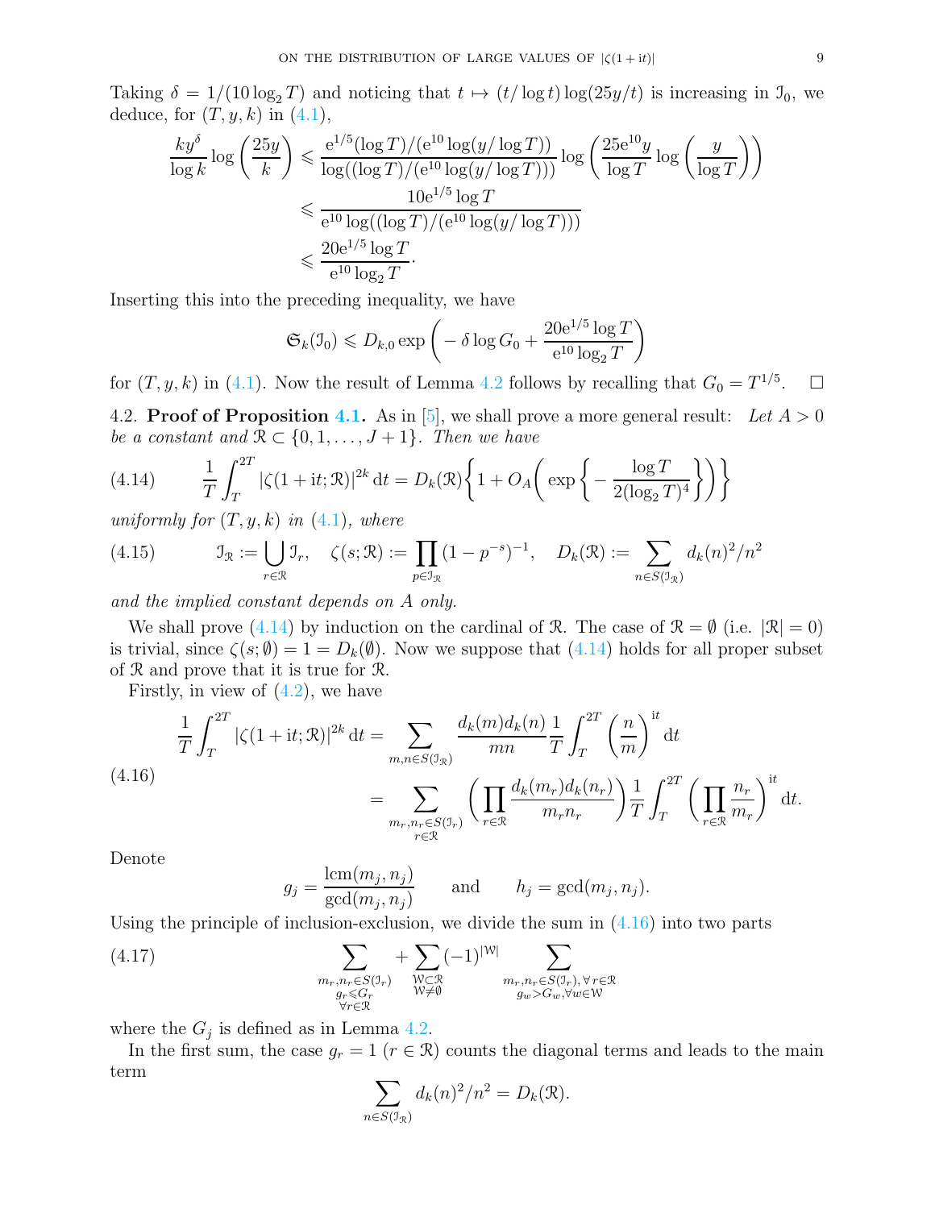Taking $\delta = 1/(10\log_2 T)$ and noticing that $t \mapsto (t/\log t)\log(25y/t)$ is increasing in $\mathcal{I}_0$, we deduce, for $(T,y,k)$ in (4.1),

$$
\begin{aligned}
\frac{ky^\delta}{\log k}\log\left(\frac{25y}{k}\right) &\leqslant \frac{\mathrm{e}^{1/5}(\log T)/(\mathrm{e}^{10}\log(y/\log T))}{\log((\log T)/(\mathrm{e}^{10}\log(y/\log T)))}\log\left(\frac{25\mathrm{e}^{10}y}{\log T}\log\left(\frac{y}{\log T}\right)\right)\\
&\leqslant \frac{10\mathrm{e}^{1/5}\log T}{\mathrm{e}^{10}\log((\log T)/(\mathrm{e}^{10}\log(y/\log T)))}\\
&\leqslant \frac{20\mathrm{e}^{1/5}\log T}{\mathrm{e}^{10}\log_2 T}.
\end{aligned}
$$

Inserting this into the preceding inequality, we have

$$
\mathfrak{S}_k(\mathcal{I}_0) \leqslant D_{k,0}\exp\left(-\delta\log G_0 + \frac{20\mathrm{e}^{1/5}\log T}{\mathrm{e}^{10}\log_2 T}\right)
$$

for $(T,y,k)$ in (4.1). Now the result of Lemma 4.2 follows by recalling that $G_0 = T^{1/5}$. $\square$

4.2. **Proof of Proposition 4.1.** As in [5], we shall prove a more general result: *Let $A > 0$ be a constant and $\mathcal{R} \subset \{0, 1, \dots, J+1\}$. Then we have*

$$
\frac{1}{T}\int_T^{2T}|\zeta(1+\mathrm{i}t;\mathcal{R})|^{2k}\,\mathrm{d}t = D_k(\mathcal{R})\left\{1 + O_A\left(\exp\left\{-\frac{\log T}{2(\log_2 T)^4}\right\}\right)\right\} \tag{4.14}
$$

*uniformly for $(T,y,k)$ in (4.1), where*

$$
\mathcal{I}_{\mathcal{R}} := \bigcup_{r\in\mathcal{R}}\mathcal{I}_r, \quad \zeta(s;\mathcal{R}) := \prod_{p\in\mathcal{I}_{\mathcal{R}}}(1-p^{-s})^{-1}, \quad D_k(\mathcal{R}) := \sum_{n\in S(\mathcal{I}_{\mathcal{R}})} d_k(n)^2/n^2 \tag{4.15}
$$

*and the implied constant depends on $A$ only.*

We shall prove (4.14) by induction on the cardinal of $\mathcal{R}$. The case of $\mathcal{R} = \emptyset$ (i.e. $|\mathcal{R}| = 0$) is trivial, since $\zeta(s;\emptyset) = 1 = D_k(\emptyset)$. Now we suppose that (4.14) holds for all proper subset of $\mathcal{R}$ and prove that it is true for $\mathcal{R}$.

Firstly, in view of (4.2), we have

$$
\begin{aligned}
\frac{1}{T}\int_T^{2T}|\zeta(1+\mathrm{i}t;\mathcal{R})|^{2k}\,\mathrm{d}t &= \sum_{m,n\in S(\mathcal{I}_{\mathcal{R}})}\frac{d_k(m)d_k(n)}{mn}\frac{1}{T}\int_T^{2T}\left(\frac{n}{m}\right)^{\mathrm{i}t}\mathrm{d}t\\
&= \sum_{\substack{m_r,n_r\in S(\mathcal{I}_r)\\ r\in\mathcal{R}}}\left(\prod_{r\in\mathcal{R}}\frac{d_k(m_r)d_k(n_r)}{m_rn_r}\right)\frac{1}{T}\int_T^{2T}\left(\prod_{r\in\mathcal{R}}\frac{n_r}{m_r}\right)^{\mathrm{i}t}\mathrm{d}t.
\end{aligned} \tag{4.16}
$$

Denote

$$
g_j = \frac{\operatorname{lcm}(m_j,n_j)}{\gcd(m_j,n_j)} \qquad \text{and} \qquad h_j = \gcd(m_j,n_j).
$$

Using the principle of inclusion-exclusion, we divide the sum in (4.16) into two parts

$$
\sum_{\substack{m_r,n_r\in S(\mathcal{I}_r)\\ g_r\leqslant G_r\\ \forall r\in\mathcal{R}}} + \sum_{\substack{\mathcal{W}\subset\mathcal{R}\\ \mathcal{W}\neq\emptyset}}(-1)^{|\mathcal{W}|}\sum_{\substack{m_r,n_r\in S(\mathcal{I}_r),\,\forall r\in\mathcal{R}\\ g_w>G_w,\forall w\in\mathcal{W}}} \tag{4.17}
$$

where the $G_j$ is defined as in Lemma 4.2.

In the first sum, the case $g_r = 1$ ($r\in\mathcal{R}$) counts the diagonal terms and leads to the main term

$$
\sum_{n\in S(\mathcal{I}_{\mathcal{R}})} d_k(n)^2/n^2 = D_k(\mathcal{R}).
$$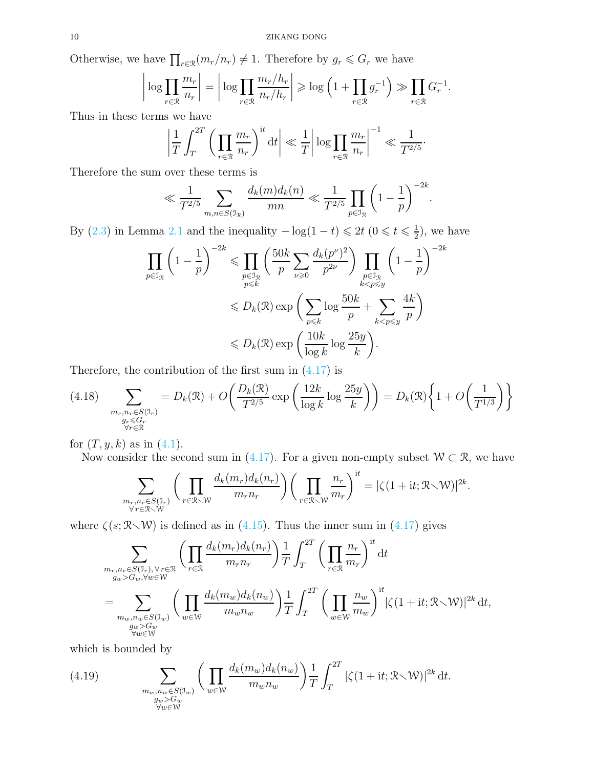Otherwise, we have $\prod_{r\in\mathcal{R}}(m_r/n_r)\neq 1$. Therefore by $g_r\leqslant G_r$ we have

$$\Big|\log\prod_{r\in\mathcal{R}}\frac{m_r}{n_r}\Big|=\Big|\log\prod_{r\in\mathcal{R}}\frac{m_r/h_r}{n_r/h_r}\Big|\geqslant\log\Big(1+\prod_{r\in\mathcal{R}}g_r^{-1}\Big)\gg\prod_{r\in\mathcal{R}}G_r^{-1}.$$

Thus in these terms we have

$$\Big|\frac{1}{T}\int_T^{2T}\Big(\prod_{r\in\mathcal{R}}\frac{m_r}{n_r}\Big)^{\mathrm{i}t}\,\mathrm{d}t\Big|\ll\frac{1}{T}\Big|\log\prod_{r\in\mathcal{R}}\frac{m_r}{n_r}\Big|^{-1}\ll\frac{1}{T^{2/5}}.$$

Therefore the sum over these terms is

$$\ll\frac{1}{T^{2/5}}\sum_{m,n\in S(\mathcal{I}_{\mathcal{R}})}\frac{d_k(m)d_k(n)}{mn}\ll\frac{1}{T^{2/5}}\prod_{p\in\mathcal{I}_{\mathcal{R}}}\Big(1-\frac{1}{p}\Big)^{-2k}.$$

By (2.3) in Lemma 2.1 and the inequality $-\log(1-t)\leqslant 2t$ $(0\leqslant t\leqslant\frac12)$, we have

$$\begin{aligned}\prod_{p\in\mathcal{I}_{\mathcal{R}}}\Big(1-\frac{1}{p}\Big)^{-2k}&\leqslant\prod_{\substack{p\in\mathcal{I}_{\mathcal{R}}\\ p\leqslant k}}\Big(\frac{50k}{p}\sum_{\nu\geqslant 0}\frac{d_k(p^\nu)^2}{p^{2\nu}}\Big)\prod_{\substack{p\in\mathcal{I}_{\mathcal{R}}\\ k<p\leqslant y}}\Big(1-\frac{1}{p}\Big)^{-2k}\\&\leqslant D_k(\mathcal{R})\exp\Big(\sum_{p\leqslant k}\log\frac{50k}{p}+\sum_{k<p\leqslant y}\frac{4k}{p}\Big)\\&\leqslant D_k(\mathcal{R})\exp\Big(\frac{10k}{\log k}\log\frac{25y}{k}\Big).\end{aligned}$$

Therefore, the contribution of the first sum in (4.17) is

$$\sum_{\substack{m_r,n_r\in S(\mathcal{I}_r)\\ g_r\leqslant G_r\\ \forall r\in\mathcal{R}}}=D_k(\mathcal{R})+O\bigg(\frac{D_k(\mathcal{R})}{T^{2/5}}\exp\Big(\frac{12k}{\log k}\log\frac{25y}{k}\Big)\bigg)=D_k(\mathcal{R})\Big\{1+O\Big(\frac{1}{T^{1/3}}\Big)\Big\}\tag{4.18}$$

for $(T,y,k)$ as in (4.1).

Now consider the second sum in (4.17). For a given non-empty subset $\mathcal{W}\subset\mathcal{R}$, we have

$$\sum_{\substack{m_r,n_r\in S(\mathcal{I}_r)\\ \forall r\in\mathcal{R}\smallsetminus\mathcal{W}}}\Big(\prod_{r\in\mathcal{R}\smallsetminus\mathcal{W}}\frac{d_k(m_r)d_k(n_r)}{m_rn_r}\Big)\Big(\prod_{r\in\mathcal{R}\smallsetminus\mathcal{W}}\frac{n_r}{m_r}\Big)^{\mathrm{i}t}=|\zeta(1+\mathrm{i}t;\mathcal{R}\smallsetminus\mathcal{W})|^{2k}.$$

where $\zeta(s;\mathcal{R}\smallsetminus\mathcal{W})$ is defined as in (4.15). Thus the inner sum in (4.17) gives

$$\begin{aligned}&\sum_{\substack{m_r,n_r\in S(\mathcal{I}_r),\,\forall r\in\mathcal{R}\\ g_w>G_w,\forall w\in\mathcal{W}}}\Big(\prod_{r\in\mathcal{R}}\frac{d_k(m_r)d_k(n_r)}{m_rn_r}\Big)\frac{1}{T}\int_T^{2T}\Big(\prod_{r\in\mathcal{R}}\frac{n_r}{m_r}\Big)^{\mathrm{i}t}\,\mathrm{d}t\\&=\sum_{\substack{m_w,n_w\in S(\mathcal{I}_w)\\ g_w>G_w\\ \forall w\in\mathcal{W}}}\Big(\prod_{w\in\mathcal{W}}\frac{d_k(m_w)d_k(n_w)}{m_wn_w}\Big)\frac{1}{T}\int_T^{2T}\Big(\prod_{w\in\mathcal{W}}\frac{n_w}{m_w}\Big)^{\mathrm{i}t}|\zeta(1+\mathrm{i}t;\mathcal{R}\smallsetminus\mathcal{W})|^{2k}\,\mathrm{d}t,\end{aligned}$$

which is bounded by

$$\sum_{\substack{m_w,n_w\in S(\mathcal{I}_w)\\ g_w>G_w\\ \forall w\in\mathcal{W}}}\Big(\prod_{w\in\mathcal{W}}\frac{d_k(m_w)d_k(n_w)}{m_wn_w}\Big)\frac{1}{T}\int_T^{2T}|\zeta(1+\mathrm{i}t;\mathcal{R}\smallsetminus\mathcal{W})|^{2k}\,\mathrm{d}t.\tag{4.19}$$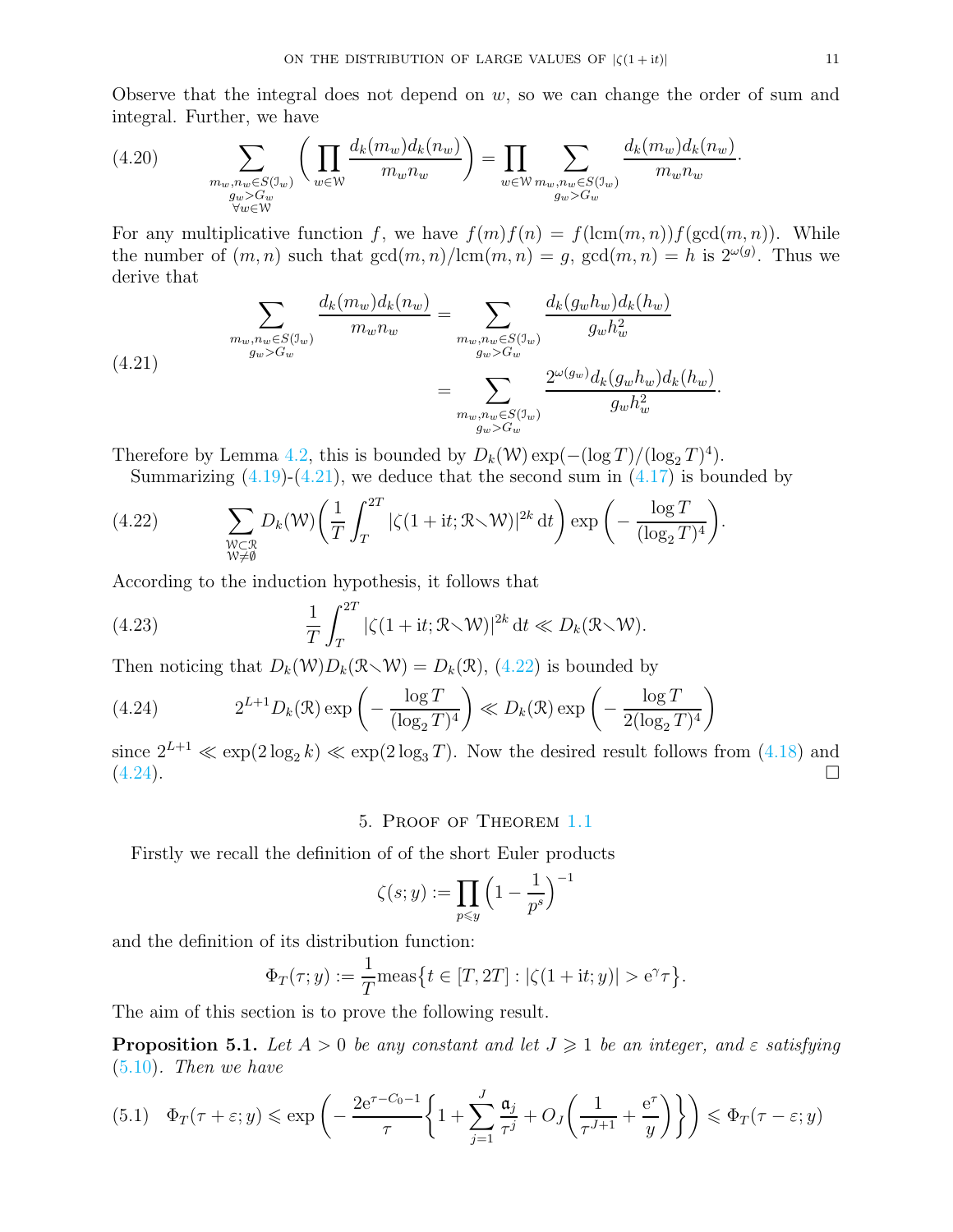Observe that the integral does not depend on $w$, so we can change the order of sum and integral. Further, we have

$$\sum_{\substack{m_w,n_w\in S(\mathcal{I}_w)\\ g_w>G_w\\ \forall w\in\mathcal{W}}}\bigg(\prod_{w\in\mathcal{W}}\frac{d_k(m_w)d_k(n_w)}{m_wn_w}\bigg)=\prod_{w\in\mathcal{W}}\sum_{\substack{m_w,n_w\in S(\mathcal{I}_w)\\ g_w>G_w}}\frac{d_k(m_w)d_k(n_w)}{m_wn_w}. \tag{4.20}$$

For any multiplicative function $f$, we have $f(m)f(n)=f(\operatorname{lcm}(m,n))f(\gcd(m,n))$. While the number of $(m,n)$ such that $\gcd(m,n)/\operatorname{lcm}(m,n)=g$, $\gcd(m,n)=h$ is $2^{\omega(g)}$. Thus we derive that

$$\begin{aligned}\sum_{\substack{m_w,n_w\in S(\mathcal{I}_w)\\ g_w>G_w}}\frac{d_k(m_w)d_k(n_w)}{m_wn_w}&=\sum_{\substack{m_w,n_w\in S(\mathcal{I}_w)\\ g_w>G_w}}\frac{d_k(g_wh_w)d_k(h_w)}{g_wh_w^2}\\&=\sum_{\substack{m_w,n_w\in S(\mathcal{I}_w)\\ g_w>G_w}}\frac{2^{\omega(g_w)}d_k(g_wh_w)d_k(h_w)}{g_wh_w^2}.\end{aligned} \tag{4.21}$$

Therefore by Lemma 4.2, this is bounded by $D_k(\mathcal{W})\exp(-(\log T)/(\log_2 T)^4)$.

Summarizing (4.19)-(4.21), we deduce that the second sum in (4.17) is bounded by

$$\sum_{\substack{\mathcal{W}\subset\mathcal{R}\\ \mathcal{W}\neq\emptyset}}D_k(\mathcal{W})\bigg(\frac{1}{T}\int_T^{2T}|\zeta(1+\mathrm{i}t;\mathcal{R}\smallsetminus\mathcal{W})|^{2k}\,\mathrm{d}t\bigg)\exp\bigg(-\frac{\log T}{(\log_2 T)^4}\bigg). \tag{4.22}$$

According to the induction hypothesis, it follows that

$$\frac{1}{T}\int_T^{2T}|\zeta(1+\mathrm{i}t;\mathcal{R}\smallsetminus\mathcal{W})|^{2k}\,\mathrm{d}t\ll D_k(\mathcal{R}\smallsetminus\mathcal{W}). \tag{4.23}$$

Then noticing that $D_k(\mathcal{W})D_k(\mathcal{R}\smallsetminus\mathcal{W})=D_k(\mathcal{R})$, (4.22) is bounded by

$$2^{L+1}D_k(\mathcal{R})\exp\bigg(-\frac{\log T}{(\log_2 T)^4}\bigg)\ll D_k(\mathcal{R})\exp\bigg(-\frac{\log T}{2(\log_2 T)^4}\bigg) \tag{4.24}$$

since $2^{L+1}\ll\exp(2\log_2 k)\ll\exp(2\log_3 T)$. Now the desired result follows from (4.18) and (4.24). $\square$

## 5. Proof of Theorem 1.1

Firstly we recall the definition of of the short Euler products

$$\zeta(s;y):=\prod_{p\leqslant y}\Big(1-\frac{1}{p^s}\Big)^{-1}$$

and the definition of its distribution function:

$$\Phi_T(\tau;y):=\frac{1}{T}\mathrm{meas}\big\{t\in[T,2T]:|\zeta(1+\mathrm{i}t;y)|>\mathrm{e}^{\gamma}\tau\big\}.$$

The aim of this section is to prove the following result.

**Proposition 5.1.** *Let $A>0$ be any constant and let $J\geqslant 1$ be an integer, and $\varepsilon$ satisfying (5.10). Then we have*

$$\Phi_T(\tau+\varepsilon;y)\leqslant\exp\bigg(-\frac{2\mathrm{e}^{\tau-C_0-1}}{\tau}\bigg\{1+\sum_{j=1}^{J}\frac{\mathfrak{a}_j}{\tau^j}+O_J\bigg(\frac{1}{\tau^{J+1}}+\frac{\mathrm{e}^{\tau}}{y}\bigg)\bigg\}\bigg)\leqslant\Phi_T(\tau-\varepsilon;y) \tag{5.1}$$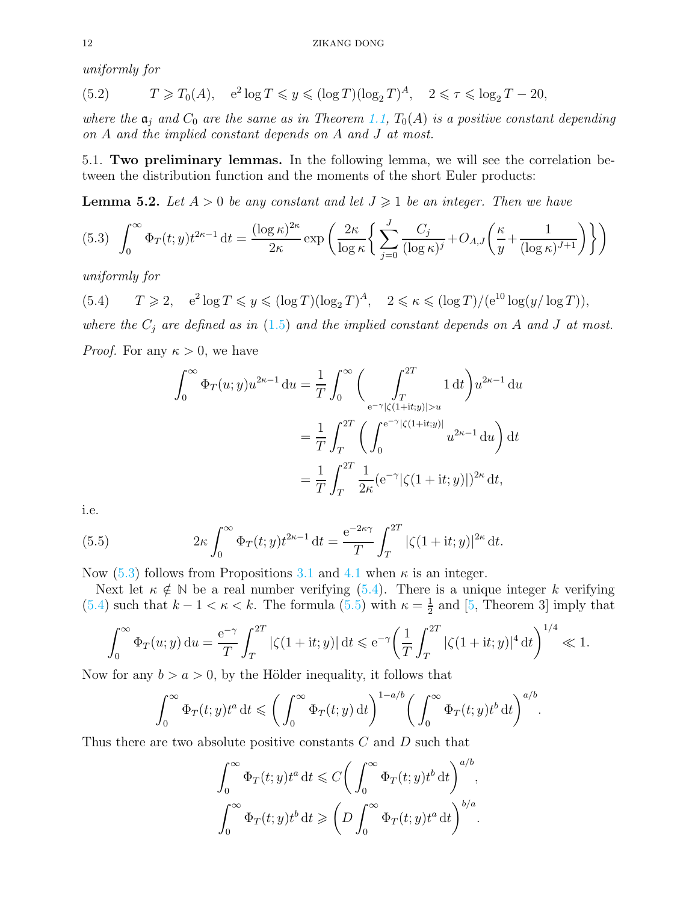*uniformly for*

$$T \geqslant T_0(A), \quad \mathrm{e}^2 \log T \leqslant y \leqslant (\log T)(\log_2 T)^A, \quad 2 \leqslant \tau \leqslant \log_2 T - 20, \tag{5.2}$$

*where the $\mathfrak{a}_j$ and $C_0$ are the same as in Theorem 1.1, $T_0(A)$ is a positive constant depending on $A$ and the implied constant depends on $A$ and $J$ at most.*

### 5.1. Two preliminary lemmas.

In the following lemma, we will see the correlation between the distribution function and the moments of the short Euler products:

**Lemma 5.2.** *Let $A > 0$ be any constant and let $J \geqslant 1$ be an integer. Then we have*

$$\int_0^\infty \Phi_T(t; y) t^{2\kappa - 1} \,\mathrm{d}t = \frac{(\log \kappa)^{2\kappa}}{2\kappa} \exp\left( \frac{2\kappa}{\log \kappa} \left\{ \sum_{j=0}^J \frac{C_j}{(\log \kappa)^j} + O_{A,J}\left( \frac{\kappa}{y} + \frac{1}{(\log \kappa)^{J+1}} \right) \right\} \right) \tag{5.3}$$

*uniformly for*

$$T \geqslant 2, \quad \mathrm{e}^2 \log T \leqslant y \leqslant (\log T)(\log_2 T)^A, \quad 2 \leqslant \kappa \leqslant (\log T)/(\mathrm{e}^{10} \log(y/\log T)), \tag{5.4}$$

*where the $C_j$ are defined as in (1.5) and the implied constant depends on $A$ and $J$ at most.*

*Proof.* For any $\kappa > 0$, we have

$$\begin{aligned}
\int_0^\infty \Phi_T(u; y) u^{2\kappa - 1} \,\mathrm{d}u &= \frac{1}{T} \int_0^\infty \left( \int_{\substack{T \\ \mathrm{e}^{-\gamma}|\zeta(1+\mathrm{i}t; y)| > u}}^{2T} 1 \,\mathrm{d}t \right) u^{2\kappa - 1} \,\mathrm{d}u \\
&= \frac{1}{T} \int_T^{2T} \left( \int_0^{\mathrm{e}^{-\gamma}|\zeta(1+\mathrm{i}t;y)|} u^{2\kappa-1} \,\mathrm{d}u \right) \mathrm{d}t \\
&= \frac{1}{T} \int_T^{2T} \frac{1}{2\kappa} (\mathrm{e}^{-\gamma} |\zeta(1 + \mathrm{i}t; y)|)^{2\kappa} \,\mathrm{d}t,
\end{aligned}$$

i.e.

$$2\kappa \int_0^\infty \Phi_T(t; y) t^{2\kappa - 1} \,\mathrm{d}t = \frac{\mathrm{e}^{-2\kappa\gamma}}{T} \int_T^{2T} |\zeta(1 + \mathrm{i}t; y)|^{2\kappa} \,\mathrm{d}t. \tag{5.5}$$

Now (5.3) follows from Propositions 3.1 and 4.1 when $\kappa$ is an integer.

Next let $\kappa \notin \mathbb{N}$ be a real number verifying (5.4). There is a unique integer $k$ verifying (5.4) such that $k - 1 < \kappa < k$. The formula (5.5) with $\kappa = \frac{1}{2}$ and [5, Theorem 3] imply that

$$\int_0^\infty \Phi_T(u; y) \,\mathrm{d}u = \frac{\mathrm{e}^{-\gamma}}{T} \int_T^{2T} |\zeta(1 + \mathrm{i}t; y)| \,\mathrm{d}t \leqslant \mathrm{e}^{-\gamma} \left( \frac{1}{T} \int_T^{2T} |\zeta(1 + \mathrm{i}t; y)|^4 \,\mathrm{d}t \right)^{1/4} \ll 1.$$

Now for any $b > a > 0$, by the Hölder inequality, it follows that

$$\int_0^\infty \Phi_T(t; y) t^a \,\mathrm{d}t \leqslant \left( \int_0^\infty \Phi_T(t; y) \,\mathrm{d}t \right)^{1 - a/b} \left( \int_0^\infty \Phi_T(t; y) t^b \,\mathrm{d}t \right)^{a/b}.$$

Thus there are two absolute positive constants $C$ and $D$ such that

$$\begin{aligned}
\int_0^\infty \Phi_T(t; y) t^a \,\mathrm{d}t &\leqslant C \left( \int_0^\infty \Phi_T(t; y) t^b \,\mathrm{d}t \right)^{a/b}, \\
\int_0^\infty \Phi_T(t; y) t^b \,\mathrm{d}t &\geqslant \left( D \int_0^\infty \Phi_T(t; y) t^a \,\mathrm{d}t \right)^{b/a}.
\end{aligned}$$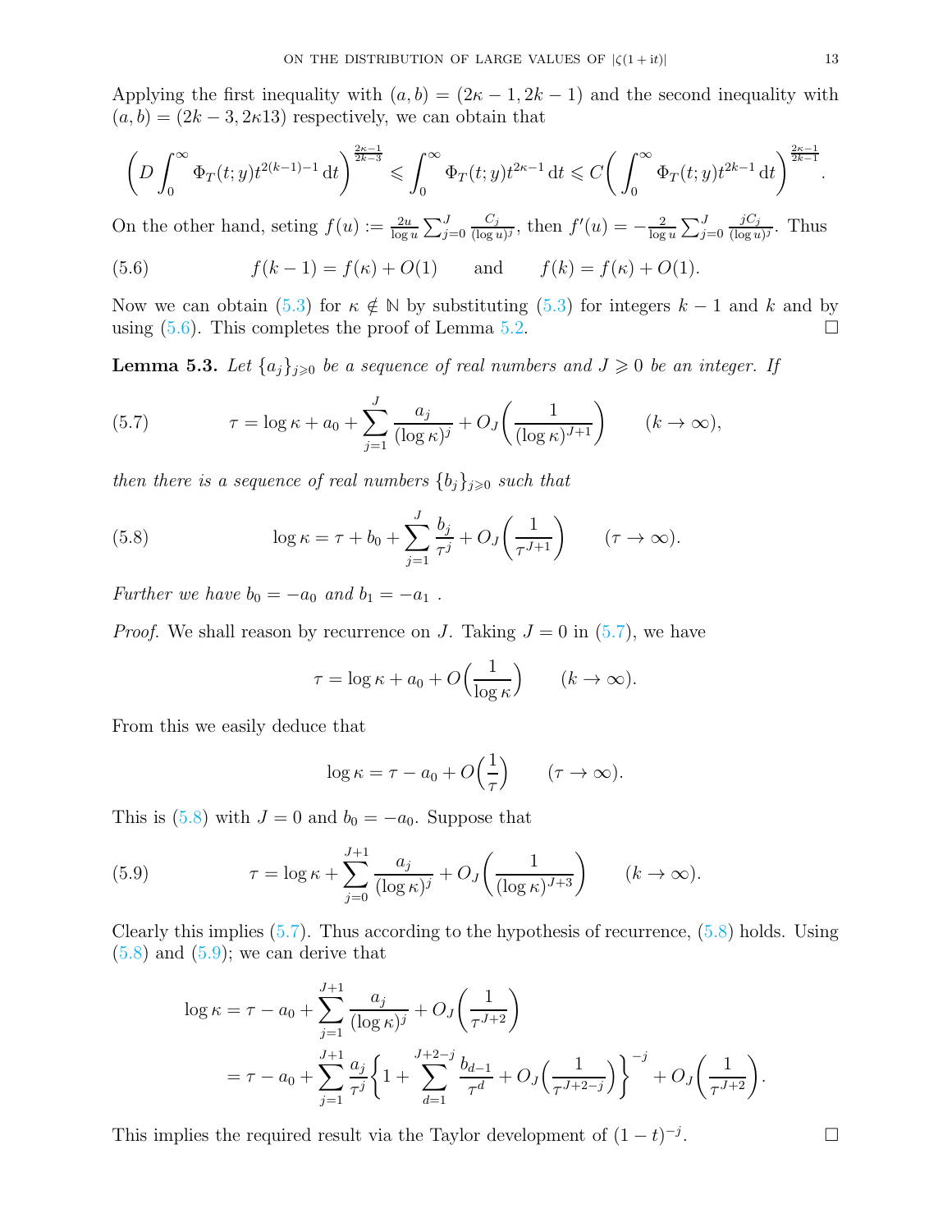Applying the first inequality with $(a, b) = (2\kappa - 1, 2k - 1)$ and the second inequality with $(a, b) = (2k - 3, 2\kappa 13)$ respectively, we can obtain that

$$\left(D \int_0^\infty \Phi_T(t; y) t^{2(k-1)-1} \, \mathrm{d}t\right)^{\frac{2\kappa-1}{2k-3}} \leqslant \int_0^\infty \Phi_T(t; y) t^{2\kappa-1} \, \mathrm{d}t \leqslant C\left(\int_0^\infty \Phi_T(t; y) t^{2k-1} \, \mathrm{d}t\right)^{\frac{2\kappa-1}{2k-1}}.$$

On the other hand, seting $f(u) := \frac{2u}{\log u} \sum_{j=0}^J \frac{C_j}{(\log u)^j}$, then $f'(u) = -\frac{2}{\log u} \sum_{j=0}^J \frac{jC_j}{(\log u)^j}$. Thus

$$f(k-1) = f(\kappa) + O(1) \qquad \text{and} \qquad f(k) = f(\kappa) + O(1). \tag{5.6}$$

Now we can obtain (5.3) for $\kappa \notin \mathbb{N}$ by substituting (5.3) for integers $k-1$ and $k$ and by using (5.6). This completes the proof of Lemma 5.2. $\square$

**Lemma 5.3.** *Let $\{a_j\}_{j\geqslant 0}$ be a sequence of real numbers and $J \geqslant 0$ be an integer. If*

$$\tau = \log \kappa + a_0 + \sum_{j=1}^J \frac{a_j}{(\log \kappa)^j} + O_J\left(\frac{1}{(\log \kappa)^{J+1}}\right) \qquad (k \to \infty), \tag{5.7}$$

*then there is a sequence of real numbers $\{b_j\}_{j\geqslant 0}$ such that*

$$\log \kappa = \tau + b_0 + \sum_{j=1}^J \frac{b_j}{\tau^j} + O_J\left(\frac{1}{\tau^{J+1}}\right) \qquad (\tau \to \infty). \tag{5.8}$$

*Further we have $b_0 = -a_0$ and $b_1 = -a_1$ .*

*Proof.* We shall reason by recurrence on $J$. Taking $J = 0$ in (5.7), we have

$$\tau = \log \kappa + a_0 + O\left(\frac{1}{\log \kappa}\right) \qquad (k \to \infty).$$

From this we easily deduce that

$$\log \kappa = \tau - a_0 + O\left(\frac{1}{\tau}\right) \qquad (\tau \to \infty).$$

This is (5.8) with $J = 0$ and $b_0 = -a_0$. Suppose that

$$\tau = \log \kappa + \sum_{j=0}^{J+1} \frac{a_j}{(\log \kappa)^j} + O_J\left(\frac{1}{(\log \kappa)^{J+3}}\right) \qquad (k \to \infty). \tag{5.9}$$

Clearly this implies (5.7). Thus according to the hypothesis of recurrence, (5.8) holds. Using (5.8) and (5.9); we can derive that

$$\begin{aligned}
\log \kappa &= \tau - a_0 + \sum_{j=1}^{J+1} \frac{a_j}{(\log \kappa)^j} + O_J\left(\frac{1}{\tau^{J+2}}\right) \\
&= \tau - a_0 + \sum_{j=1}^{J+1} \frac{a_j}{\tau^j} \left\{1 + \sum_{d=1}^{J+2-j} \frac{b_{d-1}}{\tau^d} + O_J\left(\frac{1}{\tau^{J+2-j}}\right)\right\}^{-j} + O_J\left(\frac{1}{\tau^{J+2}}\right).
\end{aligned}$$

This implies the required result via the Taylor development of $(1-t)^{-j}$. $\square$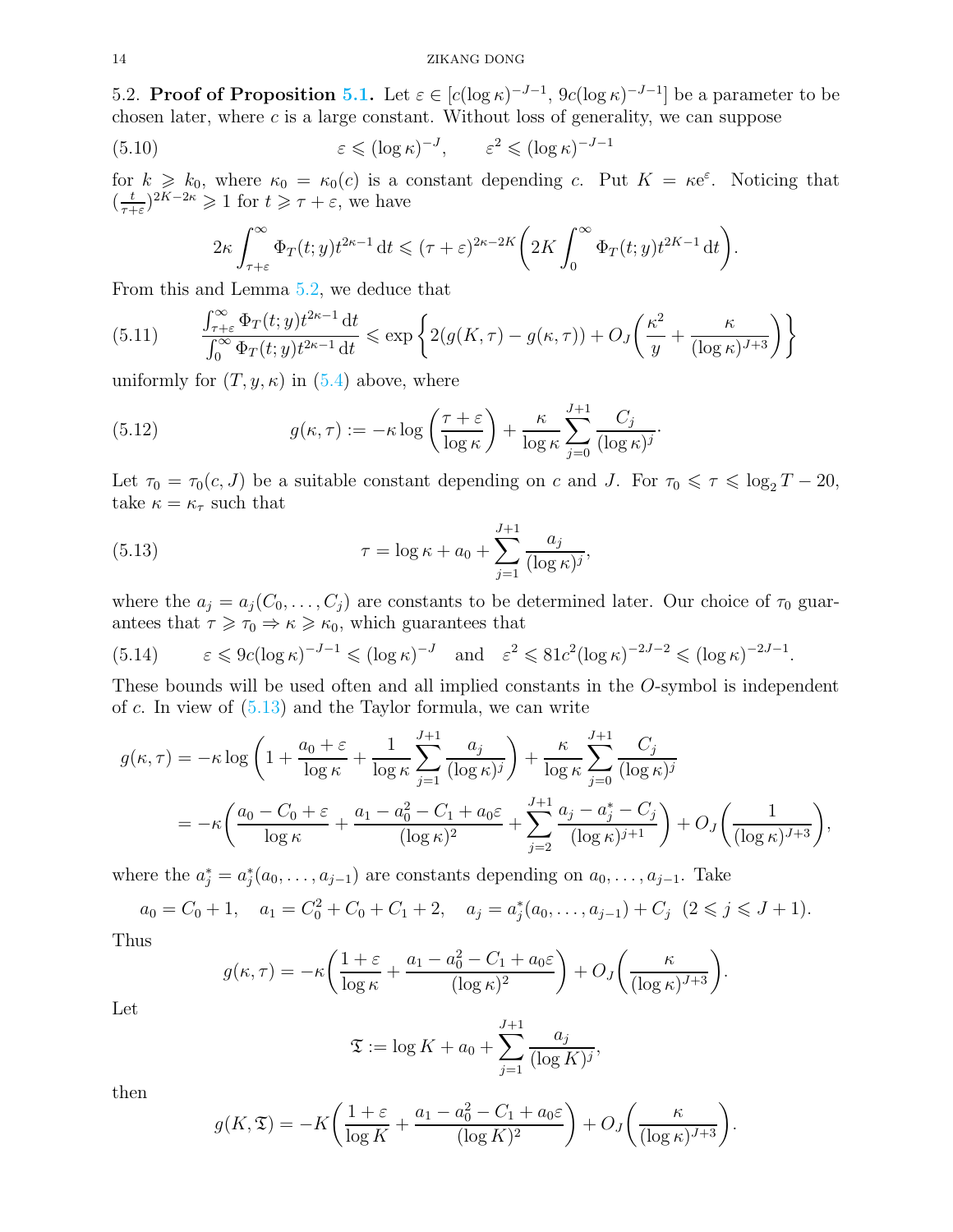5.2. **Proof of Proposition 5.1.** Let $\varepsilon \in [c(\log\kappa)^{-J-1}, 9c(\log\kappa)^{-J-1}]$ be a parameter to be chosen later, where $c$ is a large constant. Without loss of generality, we can suppose

$$\varepsilon \leqslant (\log\kappa)^{-J}, \qquad \varepsilon^2 \leqslant (\log\kappa)^{-J-1} \tag{5.10}$$

for $k \geqslant k_0$, where $\kappa_0 = \kappa_0(c)$ is a constant depending $c$. Put $K = \kappa e^{\varepsilon}$. Noticing that $(\frac{t}{\tau+\varepsilon})^{2K-2\kappa} \geqslant 1$ for $t \geqslant \tau + \varepsilon$, we have

$$2\kappa \int_{\tau+\varepsilon}^{\infty} \Phi_T(t;y) t^{2\kappa-1}\,\mathrm{d}t \leqslant (\tau+\varepsilon)^{2\kappa-2K}\bigg(2K\int_0^{\infty}\Phi_T(t;y)t^{2K-1}\,\mathrm{d}t\bigg).$$

From this and Lemma 5.2, we deduce that

$$\frac{\int_{\tau+\varepsilon}^{\infty}\Phi_T(t;y)t^{2\kappa-1}\,\mathrm{d}t}{\int_0^{\infty}\Phi_T(t;y)t^{2\kappa-1}\,\mathrm{d}t} \leqslant \exp\bigg\{2(g(K,\tau)-g(\kappa,\tau)) + O_J\bigg(\frac{\kappa^2}{y}+\frac{\kappa}{(\log\kappa)^{J+3}}\bigg)\bigg\} \tag{5.11}$$

uniformly for $(T,y,\kappa)$ in (5.4) above, where

$$g(\kappa,\tau) := -\kappa\log\bigg(\frac{\tau+\varepsilon}{\log\kappa}\bigg) + \frac{\kappa}{\log\kappa}\sum_{j=0}^{J+1}\frac{C_j}{(\log\kappa)^j}. \tag{5.12}$$

Let $\tau_0 = \tau_0(c,J)$ be a suitable constant depending on $c$ and $J$. For $\tau_0 \leqslant \tau \leqslant \log_2 T - 20$, take $\kappa = \kappa_\tau$ such that

$$\tau = \log\kappa + a_0 + \sum_{j=1}^{J+1}\frac{a_j}{(\log\kappa)^j}, \tag{5.13}$$

where the $a_j = a_j(C_0,\dots,C_j)$ are constants to be determined later. Our choice of $\tau_0$ guarantees that $\tau \geqslant \tau_0 \Rightarrow \kappa \geqslant \kappa_0$, which guarantees that

$$\varepsilon \leqslant 9c(\log\kappa)^{-J-1} \leqslant (\log\kappa)^{-J} \quad \text{and} \quad \varepsilon^2 \leqslant 81c^2(\log\kappa)^{-2J-2} \leqslant (\log\kappa)^{-2J-1}. \tag{5.14}$$

These bounds will be used often and all implied constants in the $O$-symbol is independent of $c$. In view of (5.13) and the Taylor formula, we can write

$$\begin{aligned} g(\kappa,\tau) &= -\kappa\log\bigg(1+\frac{a_0+\varepsilon}{\log\kappa}+\frac{1}{\log\kappa}\sum_{j=1}^{J+1}\frac{a_j}{(\log\kappa)^j}\bigg) + \frac{\kappa}{\log\kappa}\sum_{j=0}^{J+1}\frac{C_j}{(\log\kappa)^j} \\ &= -\kappa\bigg(\frac{a_0-C_0+\varepsilon}{\log\kappa}+\frac{a_1-a_0^2-C_1+a_0\varepsilon}{(\log\kappa)^2}+\sum_{j=2}^{J+1}\frac{a_j-a_j^*-C_j}{(\log\kappa)^{j+1}}\bigg) + O_J\bigg(\frac{1}{(\log\kappa)^{J+3}}\bigg), \end{aligned}$$

where the $a_j^* = a_j^*(a_0,\dots,a_{j-1})$ are constants depending on $a_0,\dots,a_{j-1}$. Take

$$a_0 = C_0+1, \quad a_1 = C_0^2+C_0+C_1+2, \quad a_j = a_j^*(a_0,\dots,a_{j-1})+C_j \ \ (2\leqslant j\leqslant J+1).$$

Thus

$$g(\kappa,\tau) = -\kappa\bigg(\frac{1+\varepsilon}{\log\kappa}+\frac{a_1-a_0^2-C_1+a_0\varepsilon}{(\log\kappa)^2}\bigg) + O_J\bigg(\frac{\kappa}{(\log\kappa)^{J+3}}\bigg).$$

Let

$$\mathfrak{T} := \log K + a_0 + \sum_{j=1}^{J+1}\frac{a_j}{(\log K)^j},$$

then

$$g(K,\mathfrak{T}) = -K\bigg(\frac{1+\varepsilon}{\log K}+\frac{a_1-a_0^2-C_1+a_0\varepsilon}{(\log K)^2}\bigg) + O_J\bigg(\frac{\kappa}{(\log\kappa)^{J+3}}\bigg).$$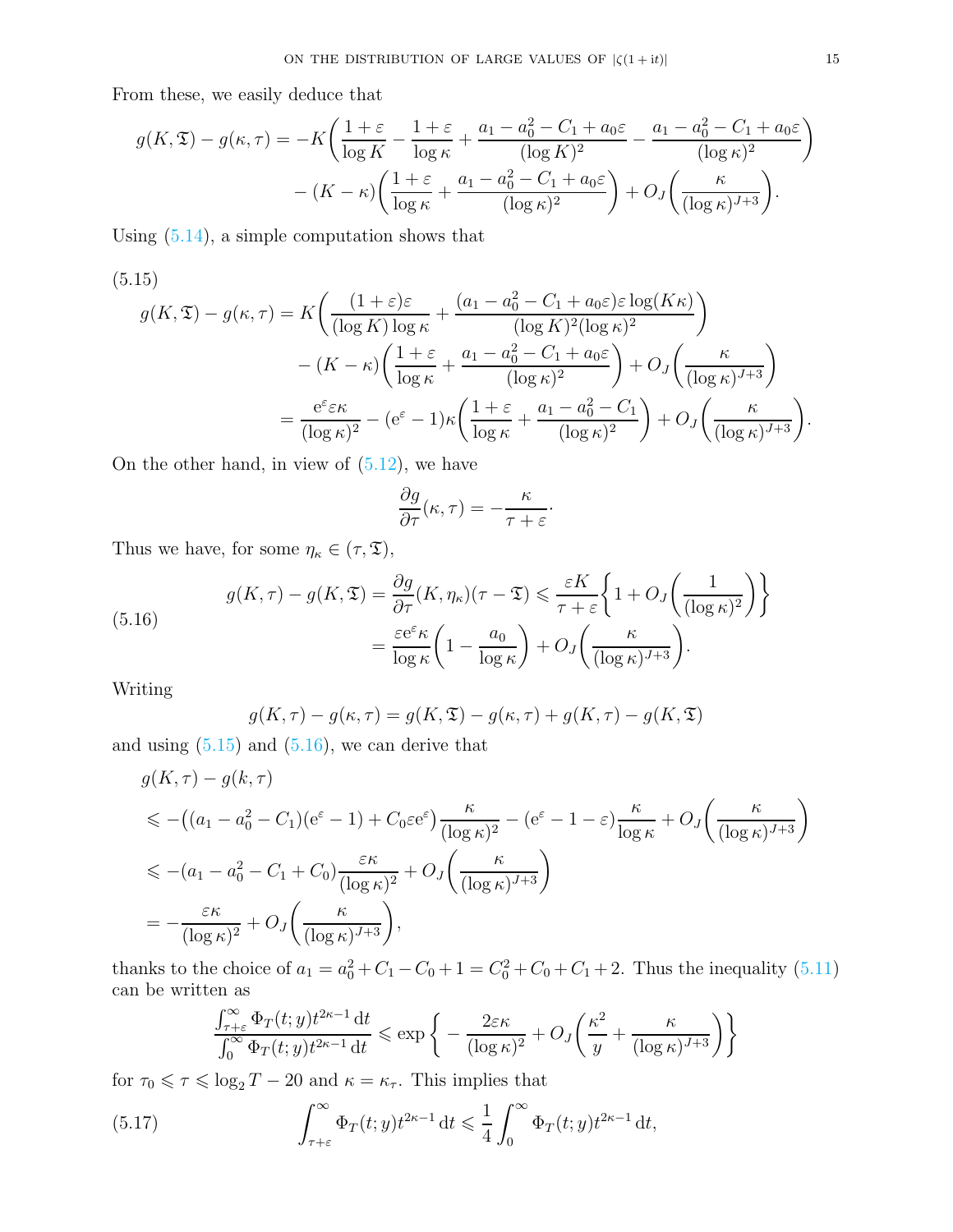From these, we easily deduce that

$$
\begin{aligned}
g(K, \mathfrak{T}) - g(\kappa, \tau) = & -K\bigg(\frac{1+\varepsilon}{\log K} - \frac{1+\varepsilon}{\log \kappa} + \frac{a_1 - a_0^2 - C_1 + a_0\varepsilon}{(\log K)^2} - \frac{a_1 - a_0^2 - C_1 + a_0\varepsilon}{(\log \kappa)^2}\bigg) \\
& - (K-\kappa)\bigg(\frac{1+\varepsilon}{\log \kappa} + \frac{a_1 - a_0^2 - C_1 + a_0\varepsilon}{(\log \kappa)^2}\bigg) + O_J\bigg(\frac{\kappa}{(\log \kappa)^{J+3}}\bigg).
\end{aligned}
$$

Using (5.14), a simple computation shows that

(5.15)
$$
\begin{aligned}
g(K, \mathfrak{T}) - g(\kappa, \tau) &= K\bigg(\frac{(1+\varepsilon)\varepsilon}{(\log K)\log \kappa} + \frac{(a_1 - a_0^2 - C_1 + a_0\varepsilon)\varepsilon \log(K\kappa)}{(\log K)^2(\log \kappa)^2}\bigg) \\
&\quad - (K-\kappa)\bigg(\frac{1+\varepsilon}{\log \kappa} + \frac{a_1 - a_0^2 - C_1 + a_0\varepsilon}{(\log \kappa)^2}\bigg) + O_J\bigg(\frac{\kappa}{(\log \kappa)^{J+3}}\bigg) \\
&= \frac{\mathrm{e}^{\varepsilon}\varepsilon\kappa}{(\log \kappa)^2} - (\mathrm{e}^{\varepsilon} - 1)\kappa\bigg(\frac{1+\varepsilon}{\log \kappa} + \frac{a_1 - a_0^2 - C_1}{(\log \kappa)^2}\bigg) + O_J\bigg(\frac{\kappa}{(\log \kappa)^{J+3}}\bigg).
\end{aligned}
$$

On the other hand, in view of (5.12), we have

$$
\frac{\partial g}{\partial \tau}(\kappa, \tau) = -\frac{\kappa}{\tau + \varepsilon}\cdot
$$

Thus we have, for some $\eta_\kappa \in (\tau, \mathfrak{T})$,

(5.16)
$$
\begin{aligned}
g(K, \tau) - g(K, \mathfrak{T}) = \frac{\partial g}{\partial \tau}(K, \eta_\kappa)(\tau - \mathfrak{T}) &\leqslant \frac{\varepsilon K}{\tau + \varepsilon}\bigg\{1 + O_J\bigg(\frac{1}{(\log \kappa)^2}\bigg)\bigg\} \\
&= \frac{\varepsilon \mathrm{e}^{\varepsilon}\kappa}{\log \kappa}\bigg(1 - \frac{a_0}{\log \kappa}\bigg) + O_J\bigg(\frac{\kappa}{(\log \kappa)^{J+3}}\bigg).
\end{aligned}
$$

Writing

$$
g(K, \tau) - g(\kappa, \tau) = g(K, \mathfrak{T}) - g(\kappa, \tau) + g(K, \tau) - g(K, \mathfrak{T})
$$

and using (5.15) and (5.16), we can derive that

$$
\begin{aligned}
& g(K, \tau) - g(k, \tau) \\
& \leqslant -\big((a_1 - a_0^2 - C_1)(\mathrm{e}^{\varepsilon} - 1) + C_0\varepsilon \mathrm{e}^{\varepsilon}\big)\frac{\kappa}{(\log \kappa)^2} - (\mathrm{e}^{\varepsilon} - 1 - \varepsilon)\frac{\kappa}{\log \kappa} + O_J\bigg(\frac{\kappa}{(\log \kappa)^{J+3}}\bigg) \\
& \leqslant -(a_1 - a_0^2 - C_1 + C_0)\frac{\varepsilon\kappa}{(\log \kappa)^2} + O_J\bigg(\frac{\kappa}{(\log \kappa)^{J+3}}\bigg) \\
& = -\frac{\varepsilon\kappa}{(\log \kappa)^2} + O_J\bigg(\frac{\kappa}{(\log \kappa)^{J+3}}\bigg),
\end{aligned}
$$

thanks to the choice of $a_1 = a_0^2 + C_1 - C_0 + 1 = C_0^2 + C_0 + C_1 + 2$. Thus the inequality (5.11) can be written as

$$
\frac{\int_{\tau+\varepsilon}^{\infty} \Phi_T(t; y) t^{2\kappa - 1}\,\mathrm{d}t}{\int_0^{\infty} \Phi_T(t; y) t^{2\kappa - 1}\,\mathrm{d}t} \leqslant \exp\bigg\{ -\frac{2\varepsilon\kappa}{(\log \kappa)^2} + O_J\bigg(\frac{\kappa^2}{y} + \frac{\kappa}{(\log \kappa)^{J+3}}\bigg)\bigg\}
$$

for $\tau_0 \leqslant \tau \leqslant \log_2 T - 20$ and $\kappa = \kappa_\tau$. This implies that

$$
\int_{\tau+\varepsilon}^{\infty} \Phi_T(t; y) t^{2\kappa - 1}\,\mathrm{d}t \leqslant \frac{1}{4}\int_0^{\infty} \Phi_T(t; y) t^{2\kappa - 1}\,\mathrm{d}t, \tag{5.17}
$$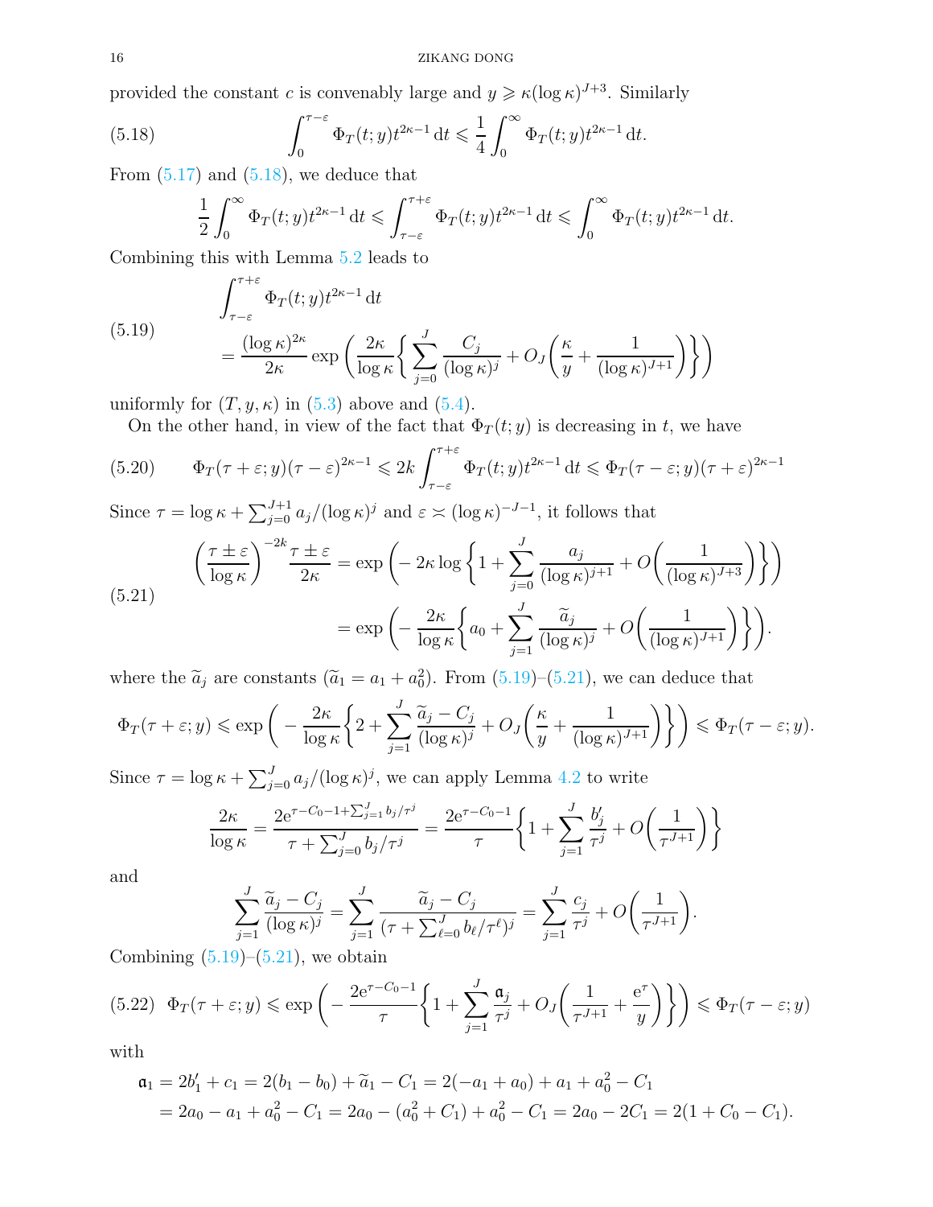provided the constant $c$ is convenably large and $y \geqslant \kappa(\log \kappa)^{J+3}$. Similarly

$$\int_0^{\tau-\varepsilon} \Phi_T(t;y)t^{2\kappa-1}\,\mathrm{d}t \leqslant \frac{1}{4}\int_0^{\infty} \Phi_T(t;y)t^{2\kappa-1}\,\mathrm{d}t. \tag{5.18}$$

From (5.17) and (5.18), we deduce that

$$\frac{1}{2}\int_0^{\infty} \Phi_T(t;y)t^{2\kappa-1}\,\mathrm{d}t \leqslant \int_{\tau-\varepsilon}^{\tau+\varepsilon} \Phi_T(t;y)t^{2\kappa-1}\,\mathrm{d}t \leqslant \int_0^{\infty} \Phi_T(t;y)t^{2\kappa-1}\,\mathrm{d}t.$$

Combining this with Lemma 5.2 leads to

$$\begin{aligned}\int_{\tau-\varepsilon}^{\tau+\varepsilon} &\Phi_T(t;y)t^{2\kappa-1}\,\mathrm{d}t \\ &= \frac{(\log\kappa)^{2\kappa}}{2\kappa}\exp\bigg(\frac{2\kappa}{\log\kappa}\bigg\{\sum_{j=0}^{J}\frac{C_j}{(\log\kappa)^j} + O_J\bigg(\frac{\kappa}{y}+\frac{1}{(\log\kappa)^{J+1}}\bigg)\bigg\}\bigg)\end{aligned} \tag{5.19}$$

uniformly for $(T, y, \kappa)$ in (5.3) above and (5.4).

On the other hand, in view of the fact that $\Phi_T(t;y)$ is decreasing in $t$, we have

$$\Phi_T(\tau+\varepsilon;y)(\tau-\varepsilon)^{2\kappa-1} \leqslant 2k\int_{\tau-\varepsilon}^{\tau+\varepsilon}\Phi_T(t;y)t^{2\kappa-1}\,\mathrm{d}t \leqslant \Phi_T(\tau-\varepsilon;y)(\tau+\varepsilon)^{2\kappa-1} \tag{5.20}$$

Since $\tau = \log\kappa + \sum_{j=0}^{J+1} a_j/(\log\kappa)^j$ and $\varepsilon \asymp (\log\kappa)^{-J-1}$, it follows that

$$\begin{aligned}\bigg(\frac{\tau\pm\varepsilon}{\log\kappa}\bigg)^{-2k}\frac{\tau\pm\varepsilon}{2\kappa} &= \exp\bigg(-2\kappa\log\bigg\{1+\sum_{j=0}^{J}\frac{a_j}{(\log\kappa)^{j+1}} + O\bigg(\frac{1}{(\log\kappa)^{J+3}}\bigg)\bigg\}\bigg) \\ &= \exp\bigg(-\frac{2\kappa}{\log\kappa}\bigg\{a_0+\sum_{j=1}^{J}\frac{\widetilde{a}_j}{(\log\kappa)^j} + O\bigg(\frac{1}{(\log\kappa)^{J+1}}\bigg)\bigg\}\bigg).\end{aligned} \tag{5.21}$$

where the $\widetilde{a}_j$ are constants ($\widetilde{a}_1 = a_1 + a_0^2$). From (5.19)–(5.21), we can deduce that

$$\Phi_T(\tau+\varepsilon;y) \leqslant \exp\bigg(-\frac{2\kappa}{\log\kappa}\bigg\{2+\sum_{j=1}^{J}\frac{\widetilde{a}_j - C_j}{(\log\kappa)^j} + O_J\bigg(\frac{\kappa}{y}+\frac{1}{(\log\kappa)^{J+1}}\bigg)\bigg\}\bigg) \leqslant \Phi_T(\tau-\varepsilon;y).$$

Since $\tau = \log\kappa + \sum_{j=0}^{J} a_j/(\log\kappa)^j$, we can apply Lemma 4.2 to write

$$\frac{2\kappa}{\log\kappa} = \frac{2\mathrm{e}^{\tau-C_0-1+\sum_{j=1}^{J} b_j/\tau^j}}{\tau+\sum_{j=0}^{J} b_j/\tau^j} = \frac{2\mathrm{e}^{\tau-C_0-1}}{\tau}\bigg\{1+\sum_{j=1}^{J}\frac{b_j'}{\tau^j}+O\bigg(\frac{1}{\tau^{J+1}}\bigg)\bigg\}$$

and

$$\sum_{j=1}^{J}\frac{\widetilde{a}_j - C_j}{(\log\kappa)^j} = \sum_{j=1}^{J}\frac{\widetilde{a}_j - C_j}{(\tau+\sum_{\ell=0}^{J} b_\ell/\tau^\ell)^j} = \sum_{j=1}^{J}\frac{c_j}{\tau^j}+O\bigg(\frac{1}{\tau^{J+1}}\bigg).$$

Combining (5.19)–(5.21), we obtain

$$\Phi_T(\tau+\varepsilon;y) \leqslant \exp\bigg(-\frac{2\mathrm{e}^{\tau-C_0-1}}{\tau}\bigg\{1+\sum_{j=1}^{J}\frac{\mathfrak{a}_j}{\tau^j}+O_J\bigg(\frac{1}{\tau^{J+1}}+\frac{\mathrm{e}^{\tau}}{y}\bigg)\bigg\}\bigg) \leqslant \Phi_T(\tau-\varepsilon;y) \tag{5.22}$$

with

$$\begin{aligned}\mathfrak{a}_1 &= 2b_1' + c_1 = 2(b_1-b_0)+\widetilde{a}_1 - C_1 = 2(-a_1+a_0)+a_1+a_0^2-C_1 \\ &= 2a_0 - a_1 + a_0^2 - C_1 = 2a_0 - (a_0^2+C_1)+a_0^2-C_1 = 2a_0-2C_1 = 2(1+C_0-C_1).\end{aligned}$$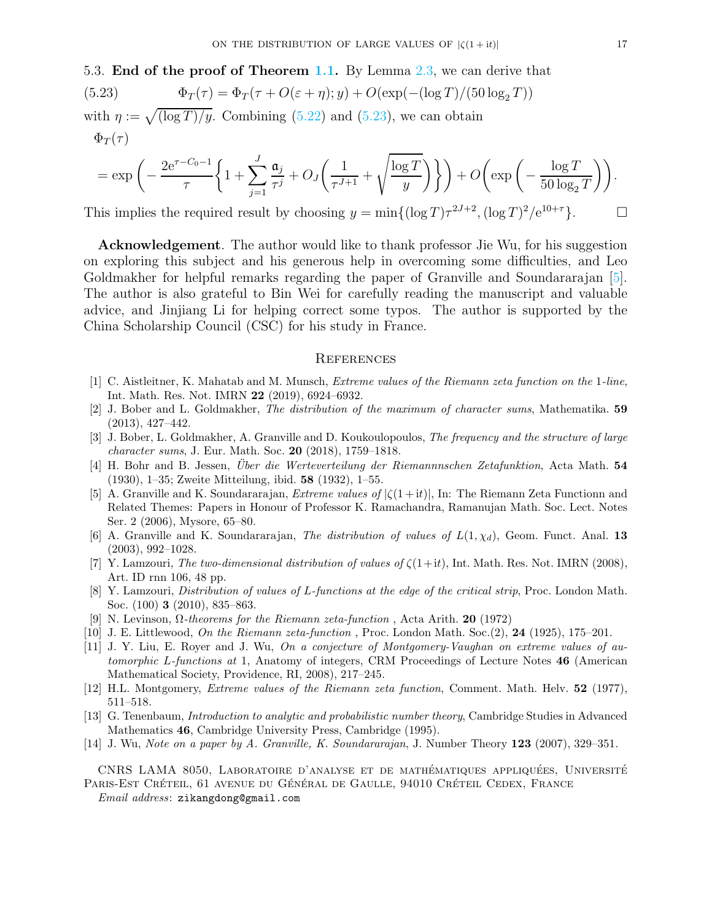**5.3. End of the proof of Theorem 1.1.** By Lemma 2.3, we can derive that

$$\Phi_T(\tau) = \Phi_T(\tau + O(\varepsilon + \eta); y) + O(\exp(-(\log T)/(50 \log_2 T))) \tag{5.23}$$

with $\eta := \sqrt{(\log T)/y}$. Combining (5.22) and (5.23), we can obtain

$$\Phi_T(\tau)$$
$$= \exp\bigg(-\frac{2\mathrm{e}^{\tau - C_0 - 1}}{\tau}\bigg\{1 + \sum_{j=1}^{J} \frac{\mathfrak{a}_j}{\tau^j} + O_J\bigg(\frac{1}{\tau^{J+1}} + \sqrt{\frac{\log T}{y}}\bigg)\bigg\}\bigg) + O\bigg(\exp\bigg(-\frac{\log T}{50 \log_2 T}\bigg)\bigg).$$

This implies the required result by choosing $y = \min\{(\log T)\tau^{2J+2}, (\log T)^2/\mathrm{e}^{10+\tau}\}$. □

**Acknowledgement**. The author would like to thank professor Jie Wu, for his suggestion on exploring this subject and his generous help in overcoming some difficulties, and Leo Goldmakher for helpful remarks regarding the paper of Granville and Soundararajan [5]. The author is also grateful to Bin Wei for carefully reading the manuscript and valuable advice, and Jinjiang Li for helping correct some typos. The author is supported by the China Scholarship Council (CSC) for his study in France.

## References

[1] C. Aistleitner, K. Mahatab and M. Munsch, *Extreme values of the Riemann zeta function on the* 1*-line*, Int. Math. Res. Not. IMRN **22** (2019), 6924–6932.

[2] J. Bober and L. Goldmakher, *The distribution of the maximum of character sums*, Mathematika. **59** (2013), 427–442.

[3] J. Bober, L. Goldmakher, A. Granville and D. Koukoulopoulos, *The frequency and the structure of large character sums*, J. Eur. Math. Soc. **20** (2018), 1759–1818.

[4] H. Bohr and B. Jessen, *Über die Werteverteilung der Riemannnschen Zetafunktion*, Acta Math. **54** (1930), 1–35; Zweite Mitteilung, ibid. **58** (1932), 1–55.

[5] A. Granville and K. Soundararajan, *Extreme values of* $|\zeta(1+\mathrm{i}t)|$, In: The Riemann Zeta Functionn and Related Themes: Papers in Honour of Professor K. Ramachandra, Ramanujan Math. Soc. Lect. Notes Ser. 2 (2006), Mysore, 65–80.

[6] A. Granville and K. Soundararajan, *The distribution of values of* $L(1, \chi_d)$, Geom. Funct. Anal. **13** (2003), 992–1028.

[7] Y. Lamzouri, *The two-dimensional distribution of values of* $\zeta(1+\mathrm{i}t)$, Int. Math. Res. Not. IMRN (2008), Art. ID rnn 106, 48 pp.

[8] Y. Lamzouri, *Distribution of values of L-functions at the edge of the critical strip*, Proc. London Math. Soc. (100) **3** (2010), 835–863.

[9] N. Levinson, *Ω-theorems for the Riemann zeta-function* , Acta Arith. **20** (1972)

[10] J. E. Littlewood, *On the Riemann zeta-function* , Proc. London Math. Soc.(2), **24** (1925), 175–201.

[11] J. Y. Liu, E. Royer and J. Wu, *On a conjecture of Montgomery-Vaughan on extreme values of automorphic L-functions at* 1, Anatomy of integers, CRM Proceedings of Lecture Notes **46** (American Mathematical Society, Providence, RI, 2008), 217–245.

[12] H.L. Montgomery, *Extreme values of the Riemann zeta function*, Comment. Math. Helv. **52** (1977), 511–518.

[13] G. Tenenbaum, *Introduction to analytic and probabilistic number theory*, Cambridge Studies in Advanced Mathematics **46**, Cambridge University Press, Cambridge (1995).

[14] J. Wu, *Note on a paper by A. Granville, K. Soundararajan*, J. Number Theory **123** (2007), 329–351.

CNRS LAMA 8050, Laboratoire d'analyse et de mathématiques appliquées, Université Paris-Est Créteil, 61 avenue du Général de Gaulle, 94010 Créteil Cedex, France

*Email address*: zikangdong@gmail.com